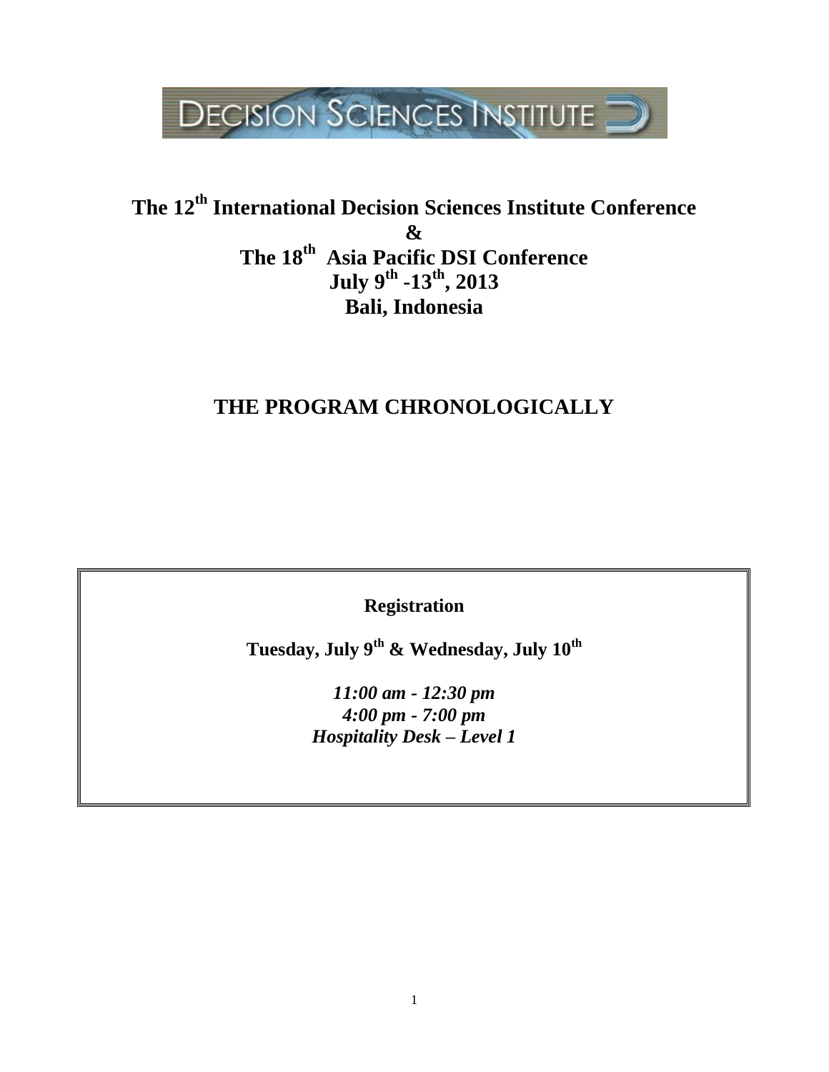DECISION SCIENCES INSTITUTE

# The 12th International Decision Sciences Institute Conference
# &
# The 18th Asia Pacific DSI Conference
# July 9th -13th, 2013
# Bali, Indonesia

## THE PROGRAM CHRONOLOGICALLY

**Registration**

**Tuesday, July 9th & Wednesday, July 10th**

***11:00 am - 12:30 pm***
***4:00 pm - 7:00 pm***
***Hospitality Desk – Level 1***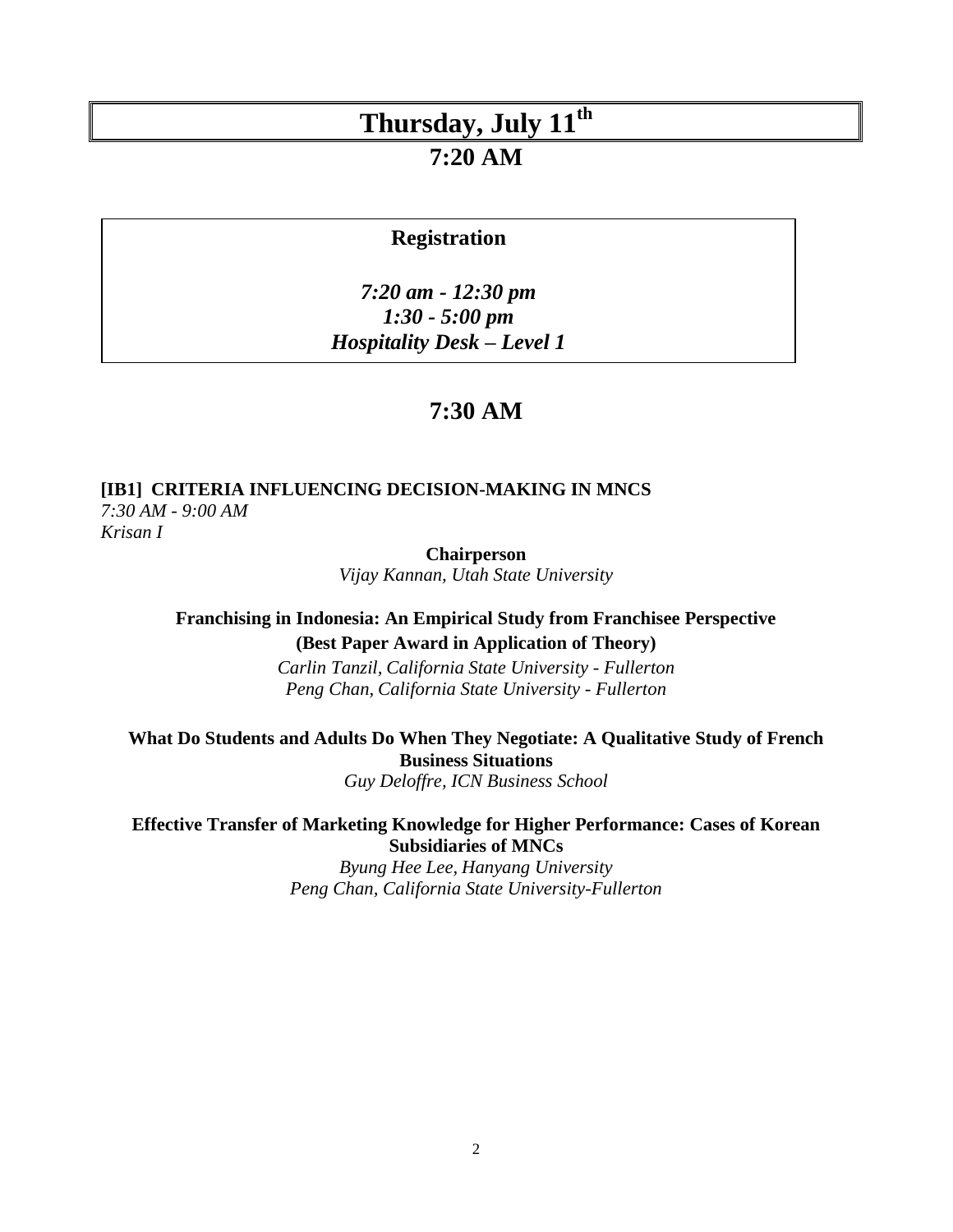# Thursday, July 11th

## 7:20 AM

**Registration**

*7:20 am - 12:30 pm*
*1:30 - 5:00 pm*
*Hospitality Desk – Level 1*

## 7:30 AM

**[IB1] CRITERIA INFLUENCING DECISION-MAKING IN MNCS**
*7:30 AM - 9:00 AM*
*Krisan I*

**Chairperson**
*Vijay Kannan, Utah State University*

**Franchising in Indonesia: An Empirical Study from Franchisee Perspective (Best Paper Award in Application of Theory)**
*Carlin Tanzil, California State University - Fullerton*
*Peng Chan, California State University - Fullerton*

**What Do Students and Adults Do When They Negotiate: A Qualitative Study of French Business Situations**
*Guy Deloffre, ICN Business School*

**Effective Transfer of Marketing Knowledge for Higher Performance: Cases of Korean Subsidiaries of MNCs**
*Byung Hee Lee, Hanyang University*
*Peng Chan, California State University-Fullerton*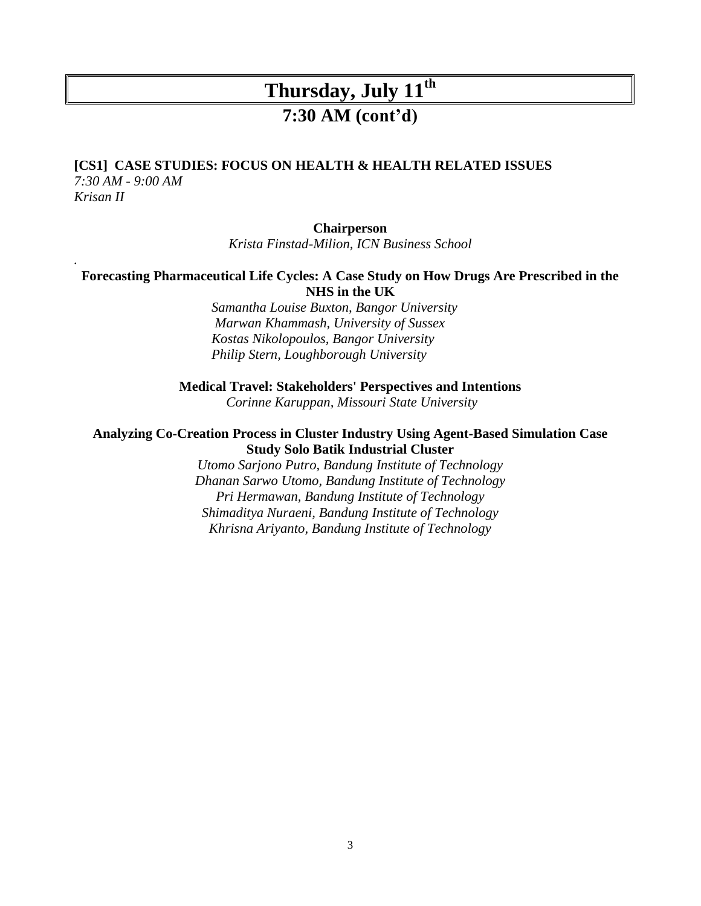# Thursday, July 11th

## 7:30 AM (cont'd)

**[CS1] CASE STUDIES: FOCUS ON HEALTH & HEALTH RELATED ISSUES**
*7:30 AM - 9:00 AM*
*Krisan II*

**Chairperson**
*Krista Finstad-Milion, ICN Business School*

**Forecasting Pharmaceutical Life Cycles: A Case Study on How Drugs Are Prescribed in the NHS in the UK**
*Samantha Louise Buxton, Bangor University*
*Marwan Khammash, University of Sussex*
*Kostas Nikolopoulos, Bangor University*
*Philip Stern, Loughborough University*

**Medical Travel: Stakeholders' Perspectives and Intentions**
*Corinne Karuppan, Missouri State University*

**Analyzing Co-Creation Process in Cluster Industry Using Agent-Based Simulation Case Study Solo Batik Industrial Cluster**
*Utomo Sarjono Putro, Bandung Institute of Technology*
*Dhanan Sarwo Utomo, Bandung Institute of Technology*
*Pri Hermawan, Bandung Institute of Technology*
*Shimaditya Nuraeni, Bandung Institute of Technology*
*Khrisna Ariyanto, Bandung Institute of Technology*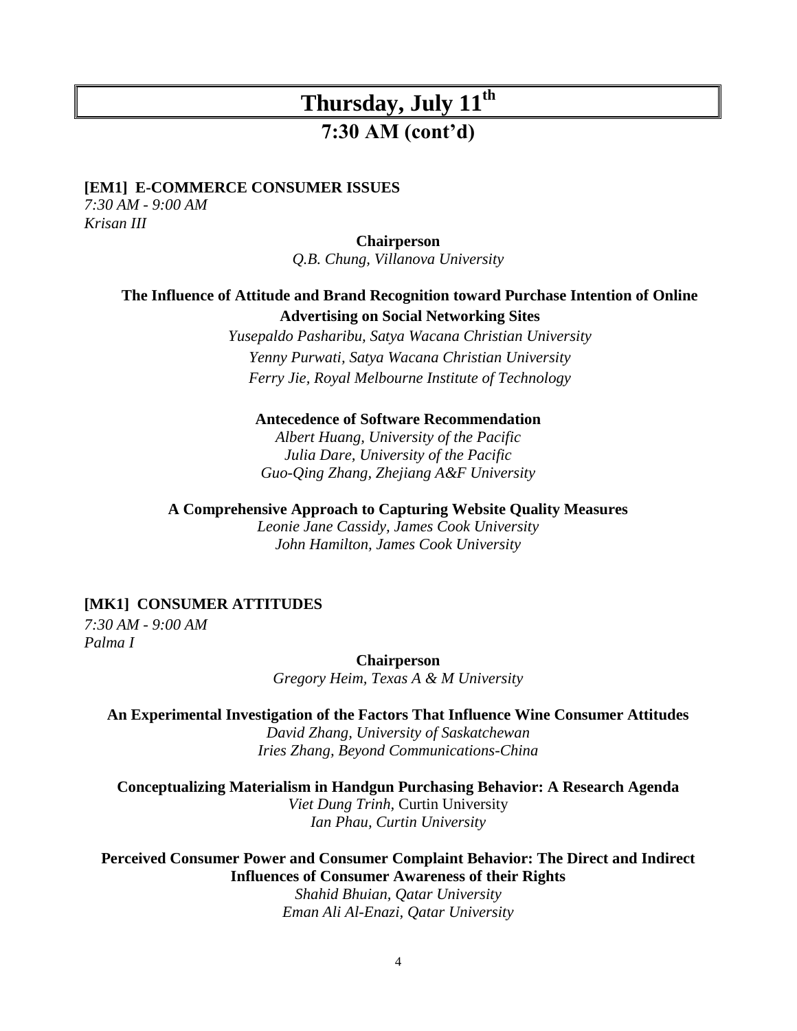# Thursday, July 11th

## 7:30 AM (cont'd)

**[EM1] E-COMMERCE CONSUMER ISSUES**
*7:30 AM - 9:00 AM*
*Krisan III*

**Chairperson**
*Q.B. Chung, Villanova University*

**The Influence of Attitude and Brand Recognition toward Purchase Intention of Online Advertising on Social Networking Sites**
*Yusepaldo Pasharibu, Satya Wacana Christian University*
*Yenny Purwati, Satya Wacana Christian University*
*Ferry Jie, Royal Melbourne Institute of Technology*

**Antecedence of Software Recommendation**
*Albert Huang, University of the Pacific*
*Julia Dare, University of the Pacific*
*Guo-Qing Zhang, Zhejiang A&F University*

**A Comprehensive Approach to Capturing Website Quality Measures**
*Leonie Jane Cassidy, James Cook University*
*John Hamilton, James Cook University*

**[MK1] CONSUMER ATTITUDES**
*7:30 AM - 9:00 AM*
*Palma I*

**Chairperson**
*Gregory Heim, Texas A & M University*

**An Experimental Investigation of the Factors That Influence Wine Consumer Attitudes**
*David Zhang, University of Saskatchewan*
*Iries Zhang, Beyond Communications-China*

**Conceptualizing Materialism in Handgun Purchasing Behavior: A Research Agenda**
*Viet Dung Trinh*, Curtin University
*Ian Phau, Curtin University*

**Perceived Consumer Power and Consumer Complaint Behavior: The Direct and Indirect Influences of Consumer Awareness of their Rights**
*Shahid Bhuian, Qatar University*
*Eman Ali Al-Enazi, Qatar University*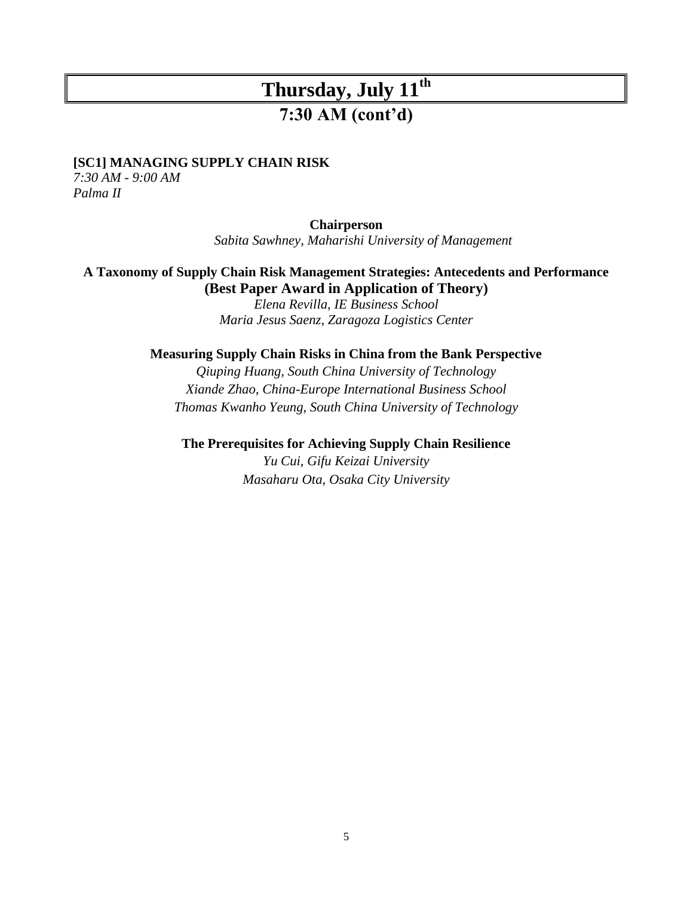# Thursday, July 11th

## 7:30 AM (cont'd)

**[SC1] MANAGING SUPPLY CHAIN RISK**
*7:30 AM - 9:00 AM*
*Palma II*

**Chairperson**
*Sabita Sawhney, Maharishi University of Management*

**A Taxonomy of Supply Chain Risk Management Strategies: Antecedents and Performance (Best Paper Award in Application of Theory)**
*Elena Revilla, IE Business School*
*Maria Jesus Saenz, Zaragoza Logistics Center*

**Measuring Supply Chain Risks in China from the Bank Perspective**
*Qiuping Huang, South China University of Technology*
*Xiande Zhao, China-Europe International Business School*
*Thomas Kwanho Yeung, South China University of Technology*

**The Prerequisites for Achieving Supply Chain Resilience**
*Yu Cui, Gifu Keizai University*
*Masaharu Ota, Osaka City University*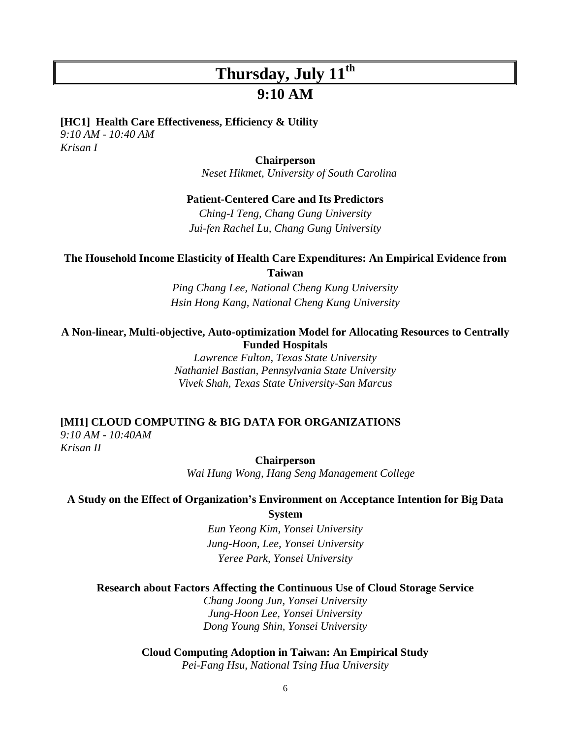# Thursday, July 11th

## 9:10 AM

**[HC1] Health Care Effectiveness, Efficiency & Utility**
*9:10 AM - 10:40 AM*
*Krisan I*

**Chairperson**
*Neset Hikmet, University of South Carolina*

**Patient-Centered Care and Its Predictors**
*Ching-I Teng, Chang Gung University*
*Jui-fen Rachel Lu, Chang Gung University*

**The Household Income Elasticity of Health Care Expenditures: An Empirical Evidence from Taiwan**
*Ping Chang Lee, National Cheng Kung University*
*Hsin Hong Kang, National Cheng Kung University*

**A Non-linear, Multi-objective, Auto-optimization Model for Allocating Resources to Centrally Funded Hospitals**
*Lawrence Fulton, Texas State University*
*Nathaniel Bastian, Pennsylvania State University*
*Vivek Shah, Texas State University-San Marcus*

**[MI1] CLOUD COMPUTING & BIG DATA FOR ORGANIZATIONS**
*9:10 AM - 10:40AM*
*Krisan II*

**Chairperson**
*Wai Hung Wong, Hang Seng Management College*

**A Study on the Effect of Organization's Environment on Acceptance Intention for Big Data System**
*Eun Yeong Kim, Yonsei University*
*Jung-Hoon, Lee, Yonsei University*
*Yeree Park, Yonsei University*

**Research about Factors Affecting the Continuous Use of Cloud Storage Service**
*Chang Joong Jun, Yonsei University*
*Jung-Hoon Lee, Yonsei University*
*Dong Young Shin, Yonsei University*

**Cloud Computing Adoption in Taiwan: An Empirical Study**
*Pei-Fang Hsu, National Tsing Hua University*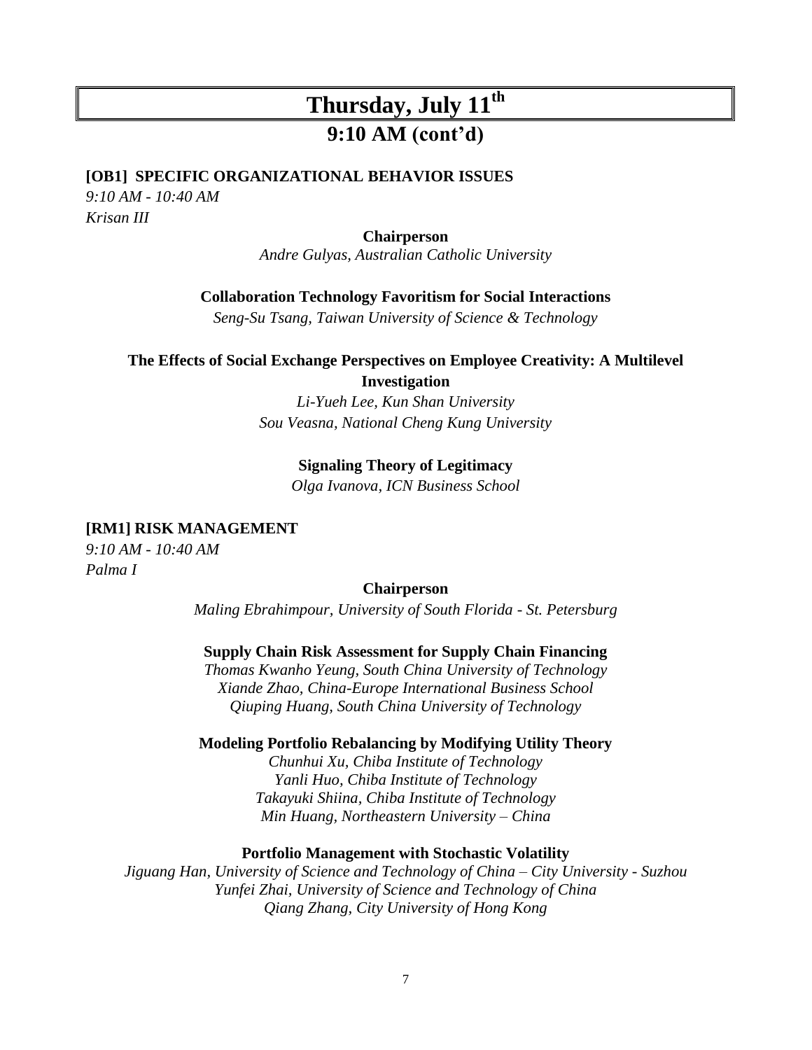# Thursday, July 11th

## 9:10 AM (cont'd)

**[OB1] SPECIFIC ORGANIZATIONAL BEHAVIOR ISSUES**

*9:10 AM - 10:40 AM*

*Krisan III*

**Chairperson**

*Andre Gulyas, Australian Catholic University*

**Collaboration Technology Favoritism for Social Interactions**

*Seng-Su Tsang, Taiwan University of Science & Technology*

**The Effects of Social Exchange Perspectives on Employee Creativity: A Multilevel Investigation**

*Li-Yueh Lee, Kun Shan University*

*Sou Veasna, National Cheng Kung University*

**Signaling Theory of Legitimacy**

*Olga Ivanova, ICN Business School*

**[RM1] RISK MANAGEMENT**

*9:10 AM - 10:40 AM*

*Palma I*

**Chairperson**

*Maling Ebrahimpour, University of South Florida - St. Petersburg*

**Supply Chain Risk Assessment for Supply Chain Financing**

*Thomas Kwanho Yeung, South China University of Technology*

*Xiande Zhao, China-Europe International Business School*

*Qiuping Huang, South China University of Technology*

**Modeling Portfolio Rebalancing by Modifying Utility Theory**

*Chunhui Xu, Chiba Institute of Technology*

*Yanli Huo, Chiba Institute of Technology*

*Takayuki Shiina, Chiba Institute of Technology*

*Min Huang, Northeastern University – China*

**Portfolio Management with Stochastic Volatility**

*Jiguang Han, University of Science and Technology of China – City University - Suzhou*

*Yunfei Zhai, University of Science and Technology of China*

*Qiang Zhang, City University of Hong Kong*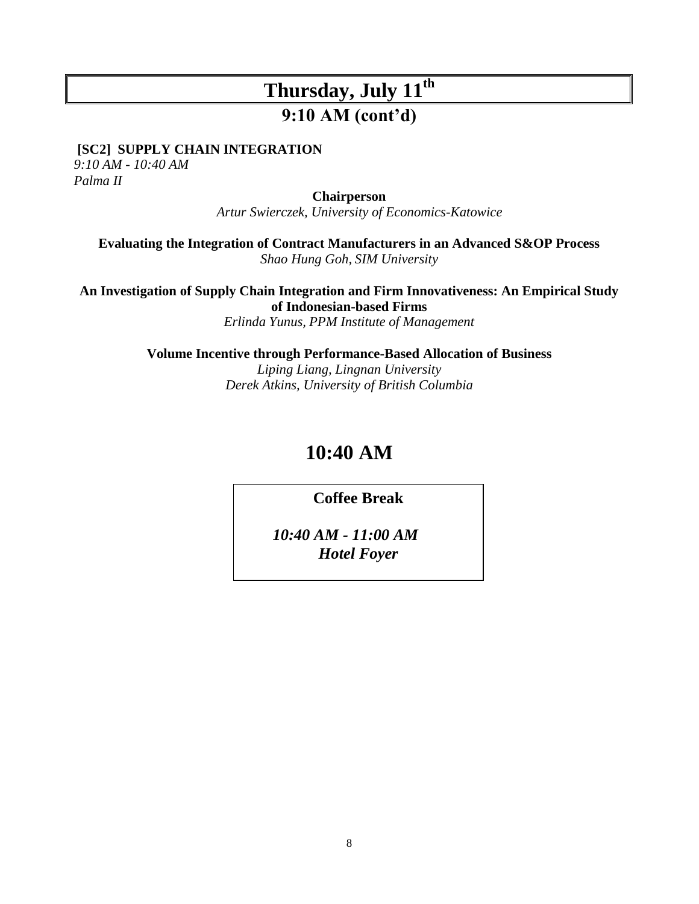# Thursday, July 11th

## 9:10 AM (cont'd)

**[SC2] SUPPLY CHAIN INTEGRATION**
*9:10 AM - 10:40 AM*
*Palma II*

**Chairperson**
*Artur Swierczek, University of Economics-Katowice*

**Evaluating the Integration of Contract Manufacturers in an Advanced S&OP Process**
*Shao Hung Goh, SIM University*

**An Investigation of Supply Chain Integration and Firm Innovativeness: An Empirical Study of Indonesian-based Firms**
*Erlinda Yunus, PPM Institute of Management*

**Volume Incentive through Performance-Based Allocation of Business**
*Liping Liang, Lingnan University*
*Derek Atkins, University of British Columbia*

## 10:40 AM

**Coffee Break**

***10:40 AM - 11:00 AM***
***Hotel Foyer***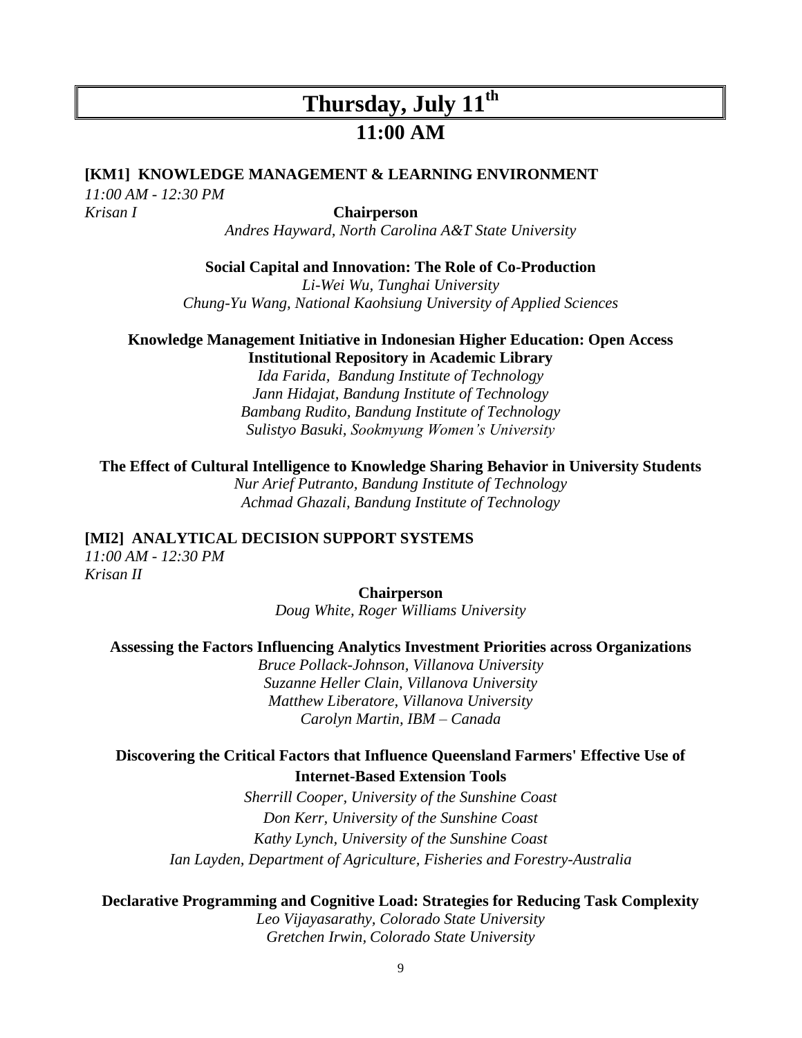# Thursday, July 11th

## 11:00 AM

**[KM1] KNOWLEDGE MANAGEMENT & LEARNING ENVIRONMENT**

*11:00 AM - 12:30 PM*

*Krisan I*

**Chairperson**

*Andres Hayward, North Carolina A&T State University*

**Social Capital and Innovation: The Role of Co-Production**

*Li-Wei Wu, Tunghai University*
*Chung-Yu Wang, National Kaohsiung University of Applied Sciences*

**Knowledge Management Initiative in Indonesian Higher Education: Open Access Institutional Repository in Academic Library**

*Ida Farida, Bandung Institute of Technology*
*Jann Hidajat, Bandung Institute of Technology*
*Bambang Rudito, Bandung Institute of Technology*
*Sulistyo Basuki, Sookmyung Women's University*

**The Effect of Cultural Intelligence to Knowledge Sharing Behavior in University Students**

*Nur Arief Putranto, Bandung Institute of Technology*
*Achmad Ghazali, Bandung Institute of Technology*

**[MI2] ANALYTICAL DECISION SUPPORT SYSTEMS**

*11:00 AM - 12:30 PM*

*Krisan II*

**Chairperson**

*Doug White, Roger Williams University*

**Assessing the Factors Influencing Analytics Investment Priorities across Organizations**

*Bruce Pollack-Johnson, Villanova University*
*Suzanne Heller Clain, Villanova University*
*Matthew Liberatore, Villanova University*
*Carolyn Martin, IBM – Canada*

**Discovering the Critical Factors that Influence Queensland Farmers' Effective Use of Internet-Based Extension Tools**

*Sherrill Cooper, University of the Sunshine Coast*
*Don Kerr, University of the Sunshine Coast*
*Kathy Lynch, University of the Sunshine Coast*
*Ian Layden, Department of Agriculture, Fisheries and Forestry-Australia*

**Declarative Programming and Cognitive Load: Strategies for Reducing Task Complexity**

*Leo Vijayasarathy, Colorado State University*
*Gretchen Irwin, Colorado State University*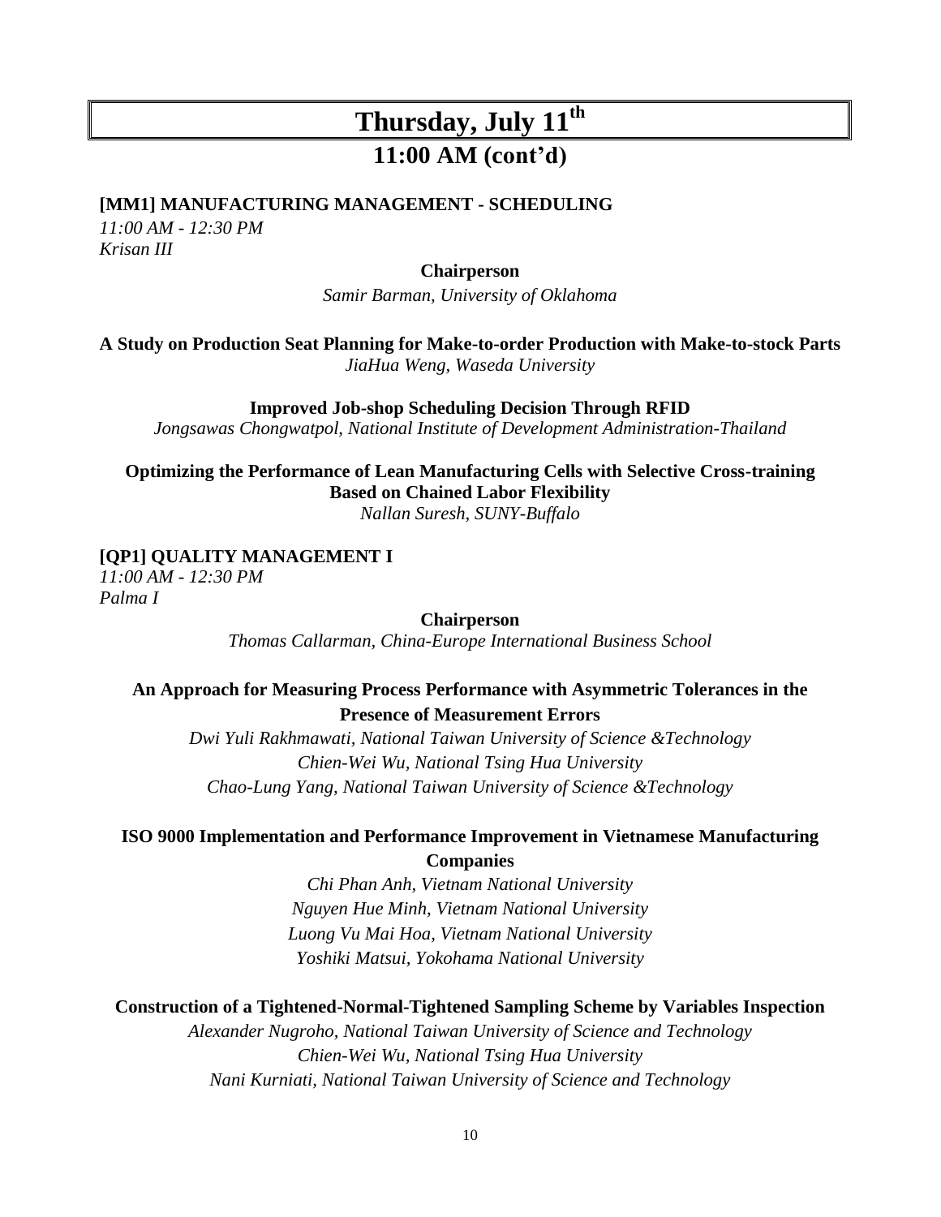# Thursday, July 11th

## 11:00 AM (cont'd)

**[MM1] MANUFACTURING MANAGEMENT - SCHEDULING**

*11:00 AM - 12:30 PM*
*Krisan III*

**Chairperson**

*Samir Barman, University of Oklahoma*

**A Study on Production Seat Planning for Make-to-order Production with Make-to-stock Parts**
*JiaHua Weng, Waseda University*

**Improved Job-shop Scheduling Decision Through RFID**
*Jongsawas Chongwatpol, National Institute of Development Administration-Thailand*

**Optimizing the Performance of Lean Manufacturing Cells with Selective Cross-training Based on Chained Labor Flexibility**
*Nallan Suresh, SUNY-Buffalo*

**[QP1] QUALITY MANAGEMENT I**

*11:00 AM - 12:30 PM*
*Palma I*

**Chairperson**

*Thomas Callarman, China-Europe International Business School*

**An Approach for Measuring Process Performance with Asymmetric Tolerances in the Presence of Measurement Errors**
*Dwi Yuli Rakhmawati, National Taiwan University of Science &Technology*
*Chien-Wei Wu, National Tsing Hua University*
*Chao-Lung Yang, National Taiwan University of Science &Technology*

**ISO 9000 Implementation and Performance Improvement in Vietnamese Manufacturing Companies**
*Chi Phan Anh, Vietnam National University*
*Nguyen Hue Minh, Vietnam National University*
*Luong Vu Mai Hoa, Vietnam National University*
*Yoshiki Matsui, Yokohama National University*

**Construction of a Tightened-Normal-Tightened Sampling Scheme by Variables Inspection**
*Alexander Nugroho, National Taiwan University of Science and Technology*
*Chien-Wei Wu, National Tsing Hua University*
*Nani Kurniati, National Taiwan University of Science and Technology*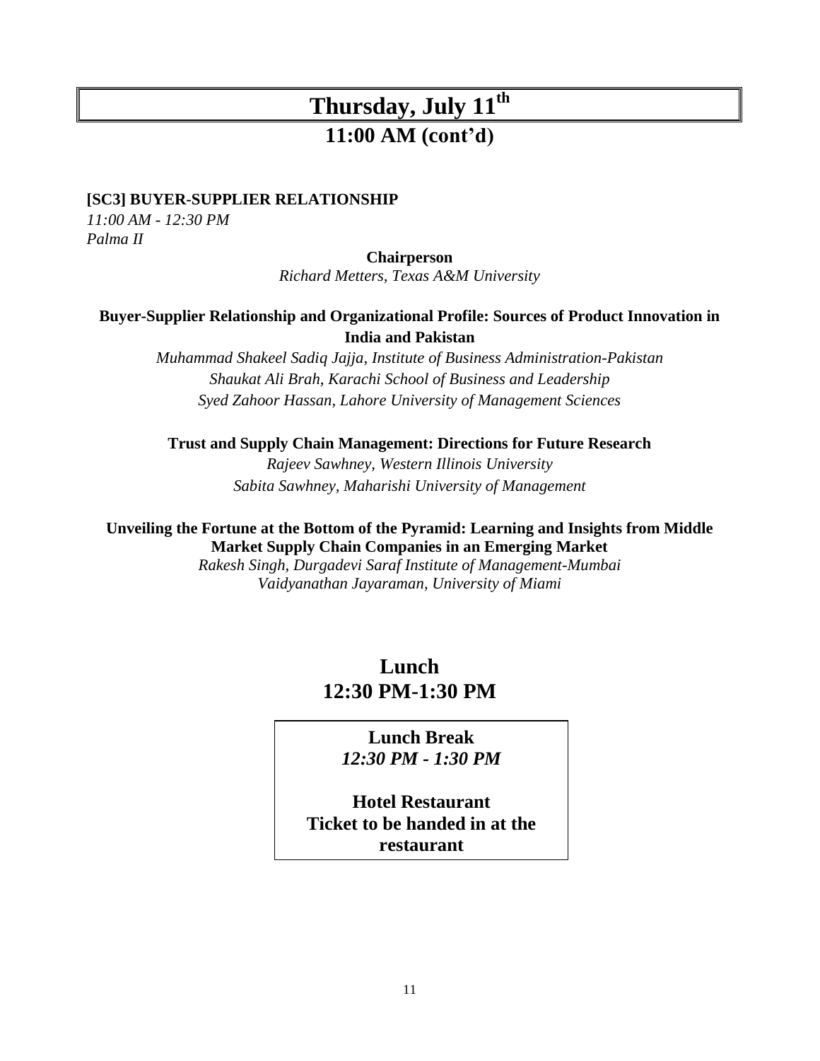# Thursday, July 11th

## 11:00 AM (cont'd)

**[SC3] BUYER-SUPPLIER RELATIONSHIP**

*11:00 AM - 12:30 PM*
*Palma II*

**Chairperson**
*Richard Metters, Texas A&M University*

**Buyer-Supplier Relationship and Organizational Profile: Sources of Product Innovation in India and Pakistan**

*Muhammad Shakeel Sadiq Jajja, Institute of Business Administration-Pakistan*
*Shaukat Ali Brah, Karachi School of Business and Leadership*
*Syed Zahoor Hassan, Lahore University of Management Sciences*

**Trust and Supply Chain Management: Directions for Future Research**

*Rajeev Sawhney, Western Illinois University*
*Sabita Sawhney, Maharishi University of Management*

**Unveiling the Fortune at the Bottom of the Pyramid: Learning and Insights from Middle Market Supply Chain Companies in an Emerging Market**

*Rakesh Singh, Durgadevi Saraf Institute of Management-Mumbai*
*Vaidyanathan Jayaraman, University of Miami*

## Lunch
## 12:30 PM-1:30 PM

**Lunch Break**
*12:30 PM - 1:30 PM*

**Hotel Restaurant**
**Ticket to be handed in at the restaurant**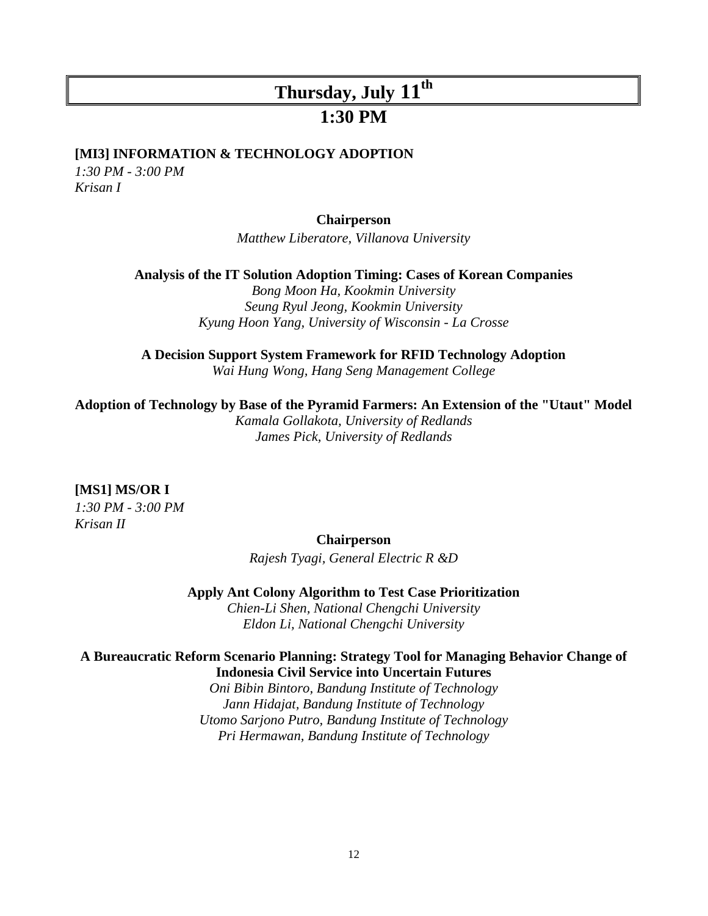# Thursday, July 11th

## 1:30 PM

**[MI3] INFORMATION & TECHNOLOGY ADOPTION**
*1:30 PM - 3:00 PM*
*Krisan I*

**Chairperson**
*Matthew Liberatore, Villanova University*

**Analysis of the IT Solution Adoption Timing: Cases of Korean Companies**
*Bong Moon Ha, Kookmin University*
*Seung Ryul Jeong, Kookmin University*
*Kyung Hoon Yang, University of Wisconsin - La Crosse*

**A Decision Support System Framework for RFID Technology Adoption**
*Wai Hung Wong, Hang Seng Management College*

**Adoption of Technology by Base of the Pyramid Farmers: An Extension of the "Utaut" Model**
*Kamala Gollakota, University of Redlands*
*James Pick, University of Redlands*

**[MS1] MS/OR I**
*1:30 PM - 3:00 PM*
*Krisan II*

**Chairperson**
*Rajesh Tyagi, General Electric R &D*

**Apply Ant Colony Algorithm to Test Case Prioritization**
*Chien-Li Shen, National Chengchi University*
*Eldon Li, National Chengchi University*

**A Bureaucratic Reform Scenario Planning: Strategy Tool for Managing Behavior Change of Indonesia Civil Service into Uncertain Futures**
*Oni Bibin Bintoro, Bandung Institute of Technology*
*Jann Hidajat, Bandung Institute of Technology*
*Utomo Sarjono Putro, Bandung Institute of Technology*
*Pri Hermawan, Bandung Institute of Technology*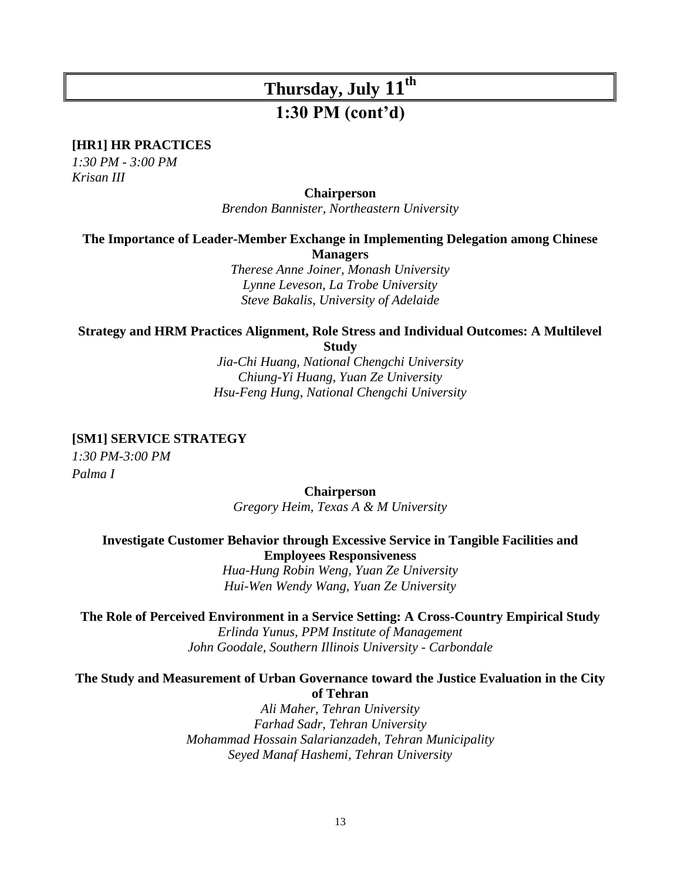# Thursday, July 11th

## 1:30 PM (cont'd)

**[HR1] HR PRACTICES**

*1:30 PM - 3:00 PM*
*Krisan III*

**Chairperson**
*Brendon Bannister, Northeastern University*

**The Importance of Leader-Member Exchange in Implementing Delegation among Chinese Managers**
*Therese Anne Joiner, Monash University*
*Lynne Leveson, La Trobe University*
*Steve Bakalis, University of Adelaide*

**Strategy and HRM Practices Alignment, Role Stress and Individual Outcomes: A Multilevel Study**
*Jia-Chi Huang, National Chengchi University*
*Chiung-Yi Huang, Yuan Ze University*
*Hsu-Feng Hung, National Chengchi University*

**[SM1] SERVICE STRATEGY**

*1:30 PM-3:00 PM*
*Palma I*

**Chairperson**
*Gregory Heim, Texas A & M University*

**Investigate Customer Behavior through Excessive Service in Tangible Facilities and Employees Responsiveness**
*Hua-Hung Robin Weng, Yuan Ze University*
*Hui-Wen Wendy Wang, Yuan Ze University*

**The Role of Perceived Environment in a Service Setting: A Cross-Country Empirical Study**
*Erlinda Yunus, PPM Institute of Management*
*John Goodale, Southern Illinois University - Carbondale*

**The Study and Measurement of Urban Governance toward the Justice Evaluation in the City of Tehran**
*Ali Maher, Tehran University*
*Farhad Sadr, Tehran University*
*Mohammad Hossain Salarianzadeh, Tehran Municipality*
*Seyed Manaf Hashemi, Tehran University*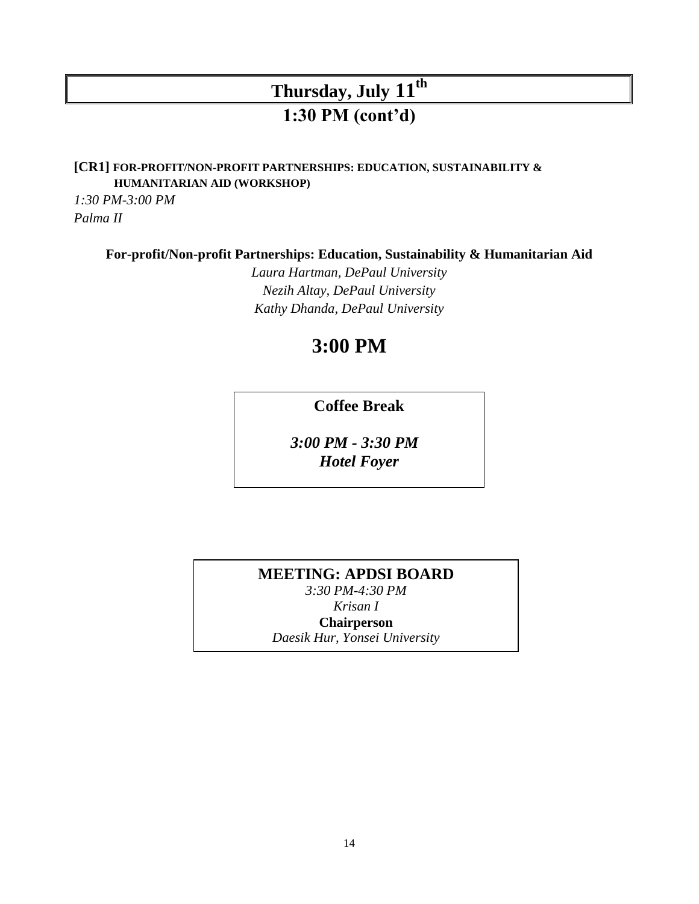# Thursday, July 11th

## 1:30 PM (cont'd)

**[CR1] FOR-PROFIT/NON-PROFIT PARTNERSHIPS: EDUCATION, SUSTAINABILITY & HUMANITARIAN AID (WORKSHOP)**

*1:30 PM-3:00 PM*

*Palma II*

**For-profit/Non-profit Partnerships: Education, Sustainability & Humanitarian Aid**

*Laura Hartman, DePaul University*

*Nezih Altay, DePaul University*

*Kathy Dhanda, DePaul University*

## 3:00 PM

**Coffee Break**

***3:00 PM - 3:30 PM***

***Hotel Foyer***

**MEETING: APDSI BOARD**

*3:30 PM-4:30 PM*

*Krisan I*

**Chairperson**

*Daesik Hur, Yonsei University*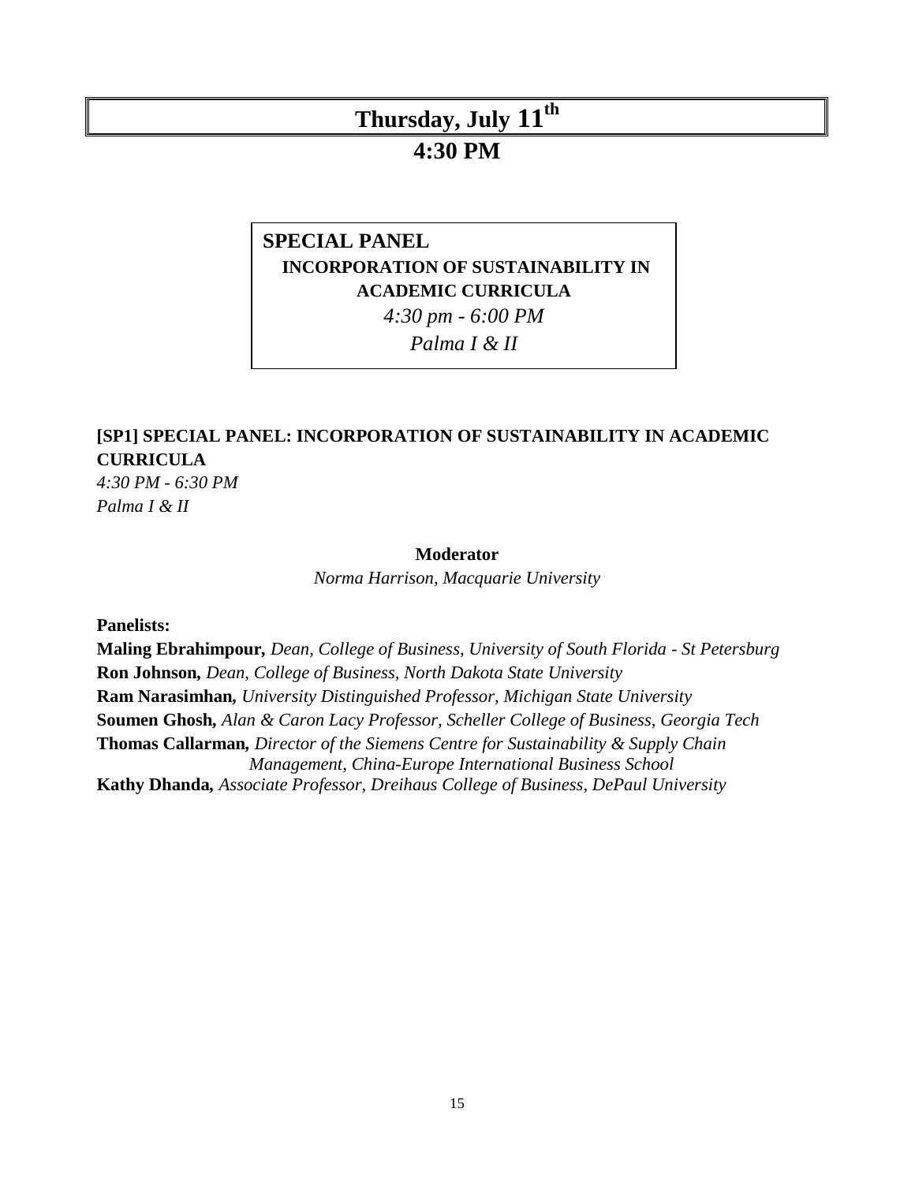# Thursday, July 11th

## 4:30 PM

**SPECIAL PANEL**

**INCORPORATION OF SUSTAINABILITY IN ACADEMIC CURRICULA**

*4:30 pm - 6:00 PM*

*Palma I & II*

### [SP1] SPECIAL PANEL: INCORPORATION OF SUSTAINABILITY IN ACADEMIC CURRICULA

*4:30 PM - 6:30 PM*
*Palma I & II*

**Moderator**

*Norma Harrison, Macquarie University*

**Panelists:**

**Maling Ebrahimpour,** *Dean, College of Business, University of South Florida - St Petersburg*
**Ron Johnson,** *Dean, College of Business, North Dakota State University*
**Ram Narasimhan,** *University Distinguished Professor, Michigan State University*
**Soumen Ghosh,** *Alan & Caron Lacy Professor, Scheller College of Business, Georgia Tech*
**Thomas Callarman,** *Director of the Siemens Centre for Sustainability & Supply Chain Management, China-Europe International Business School*
**Kathy Dhanda,** *Associate Professor, Dreihaus College of Business, DePaul University*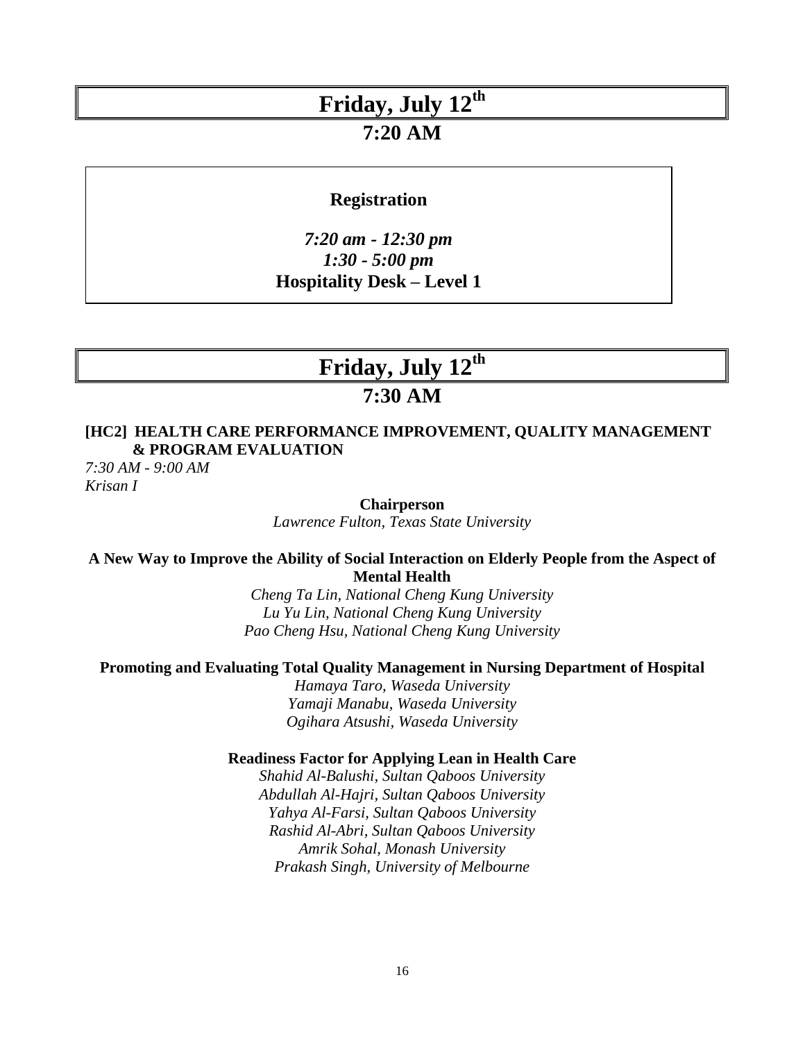# Friday, July 12th

## 7:20 AM

**Registration**

***7:20 am - 12:30 pm***
***1:30 - 5:00 pm***
**Hospitality Desk – Level 1**

# Friday, July 12th

## 7:30 AM

**[HC2] HEALTH CARE PERFORMANCE IMPROVEMENT, QUALITY MANAGEMENT & PROGRAM EVALUATION**

*7:30 AM - 9:00 AM*
*Krisan I*

**Chairperson**
*Lawrence Fulton, Texas State University*

**A New Way to Improve the Ability of Social Interaction on Elderly People from the Aspect of Mental Health**
*Cheng Ta Lin, National Cheng Kung University*
*Lu Yu Lin, National Cheng Kung University*
*Pao Cheng Hsu, National Cheng Kung University*

**Promoting and Evaluating Total Quality Management in Nursing Department of Hospital**
*Hamaya Taro, Waseda University*
*Yamaji Manabu, Waseda University*
*Ogihara Atsushi, Waseda University*

**Readiness Factor for Applying Lean in Health Care**
*Shahid Al-Balushi, Sultan Qaboos University*
*Abdullah Al-Hajri, Sultan Qaboos University*
*Yahya Al-Farsi, Sultan Qaboos University*
*Rashid Al-Abri, Sultan Qaboos University*
*Amrik Sohal, Monash University*
*Prakash Singh, University of Melbourne*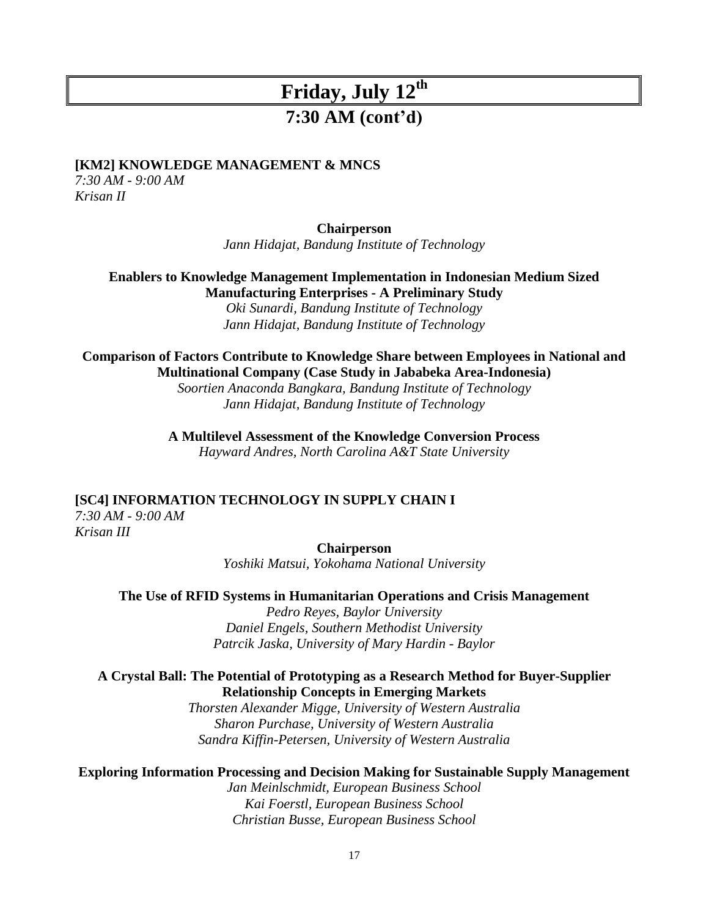# Friday, July 12th

## 7:30 AM (cont'd)

**[KM2] KNOWLEDGE MANAGEMENT & MNCS**
*7:30 AM - 9:00 AM*
*Krisan II*

**Chairperson**
*Jann Hidajat, Bandung Institute of Technology*

**Enablers to Knowledge Management Implementation in Indonesian Medium Sized Manufacturing Enterprises - A Preliminary Study**
*Oki Sunardi, Bandung Institute of Technology*
*Jann Hidajat, Bandung Institute of Technology*

**Comparison of Factors Contribute to Knowledge Share between Employees in National and Multinational Company (Case Study in Jababeka Area-Indonesia)**
*Soortien Anaconda Bangkara, Bandung Institute of Technology*
*Jann Hidajat, Bandung Institute of Technology*

**A Multilevel Assessment of the Knowledge Conversion Process**
*Hayward Andres, North Carolina A&T State University*

**[SC4] INFORMATION TECHNOLOGY IN SUPPLY CHAIN I**
*7:30 AM - 9:00 AM*
*Krisan III*

**Chairperson**
*Yoshiki Matsui, Yokohama National University*

**The Use of RFID Systems in Humanitarian Operations and Crisis Management**
*Pedro Reyes, Baylor University*
*Daniel Engels, Southern Methodist University*
*Patrcik Jaska, University of Mary Hardin - Baylor*

**A Crystal Ball: The Potential of Prototyping as a Research Method for Buyer-Supplier Relationship Concepts in Emerging Markets**
*Thorsten Alexander Migge, University of Western Australia*
*Sharon Purchase, University of Western Australia*
*Sandra Kiffin-Petersen, University of Western Australia*

**Exploring Information Processing and Decision Making for Sustainable Supply Management**
*Jan Meinlschmidt, European Business School*
*Kai Foerstl, European Business School*
*Christian Busse, European Business School*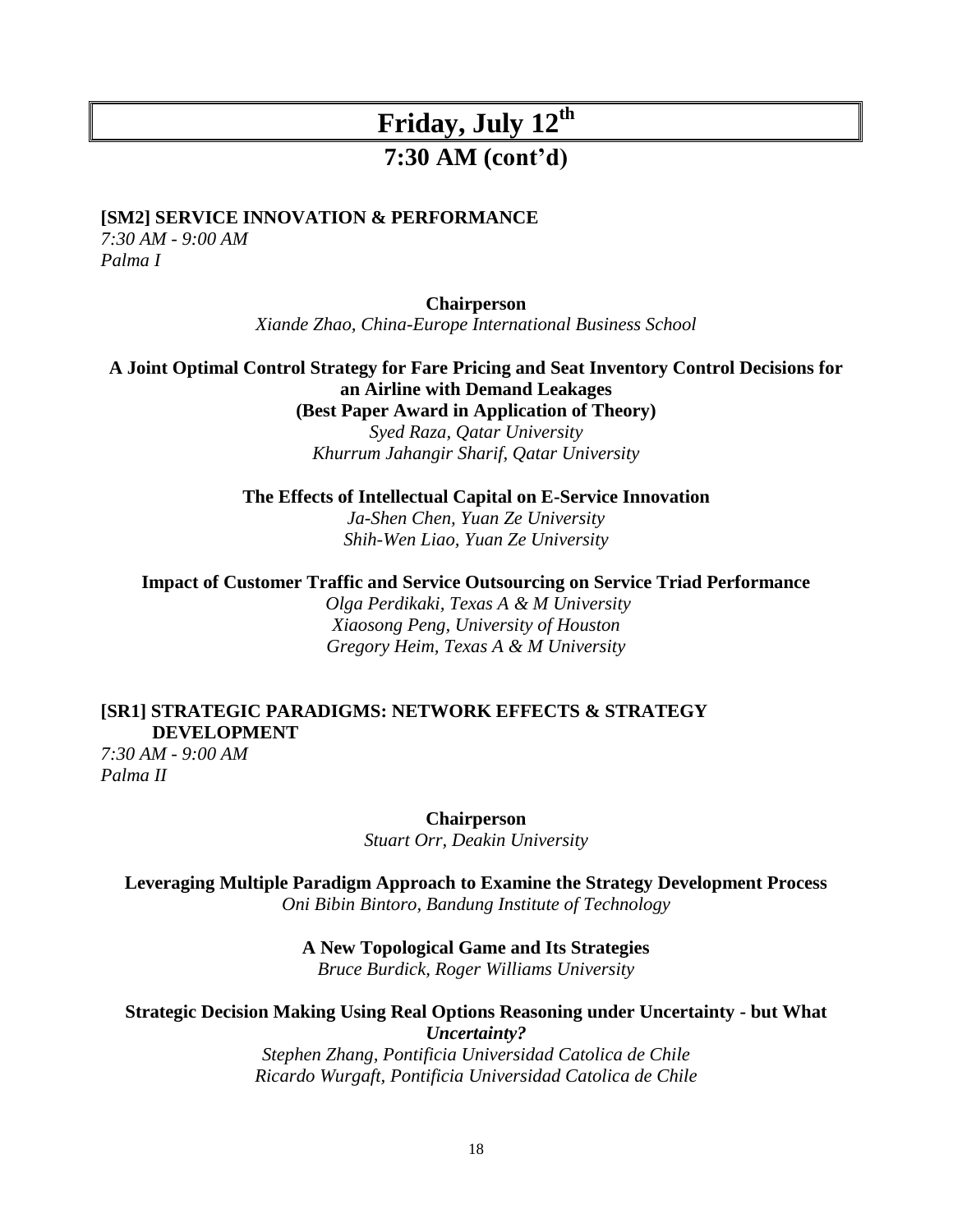# Friday, July 12th

## 7:30 AM (cont'd)

**[SM2] SERVICE INNOVATION & PERFORMANCE**
*7:30 AM - 9:00 AM*
*Palma I*

**Chairperson**
*Xiande Zhao, China-Europe International Business School*

**A Joint Optimal Control Strategy for Fare Pricing and Seat Inventory Control Decisions for an Airline with Demand Leakages**
**(Best Paper Award in Application of Theory)**
*Syed Raza, Qatar University*
*Khurrum Jahangir Sharif, Qatar University*

**The Effects of Intellectual Capital on E-Service Innovation**
*Ja-Shen Chen, Yuan Ze University*
*Shih-Wen Liao, Yuan Ze University*

**Impact of Customer Traffic and Service Outsourcing on Service Triad Performance**
*Olga Perdikaki, Texas A & M University*
*Xiaosong Peng, University of Houston*
*Gregory Heim, Texas A & M University*

**[SR1] STRATEGIC PARADIGMS: NETWORK EFFECTS & STRATEGY DEVELOPMENT**
*7:30 AM - 9:00 AM*
*Palma II*

**Chairperson**
*Stuart Orr, Deakin University*

**Leveraging Multiple Paradigm Approach to Examine the Strategy Development Process**
*Oni Bibin Bintoro, Bandung Institute of Technology*

**A New Topological Game and Its Strategies**
*Bruce Burdick, Roger Williams University*

**Strategic Decision Making Using Real Options Reasoning under Uncertainty - but What *Uncertainty?***
*Stephen Zhang, Pontificia Universidad Catolica de Chile*
*Ricardo Wurgaft, Pontificia Universidad Catolica de Chile*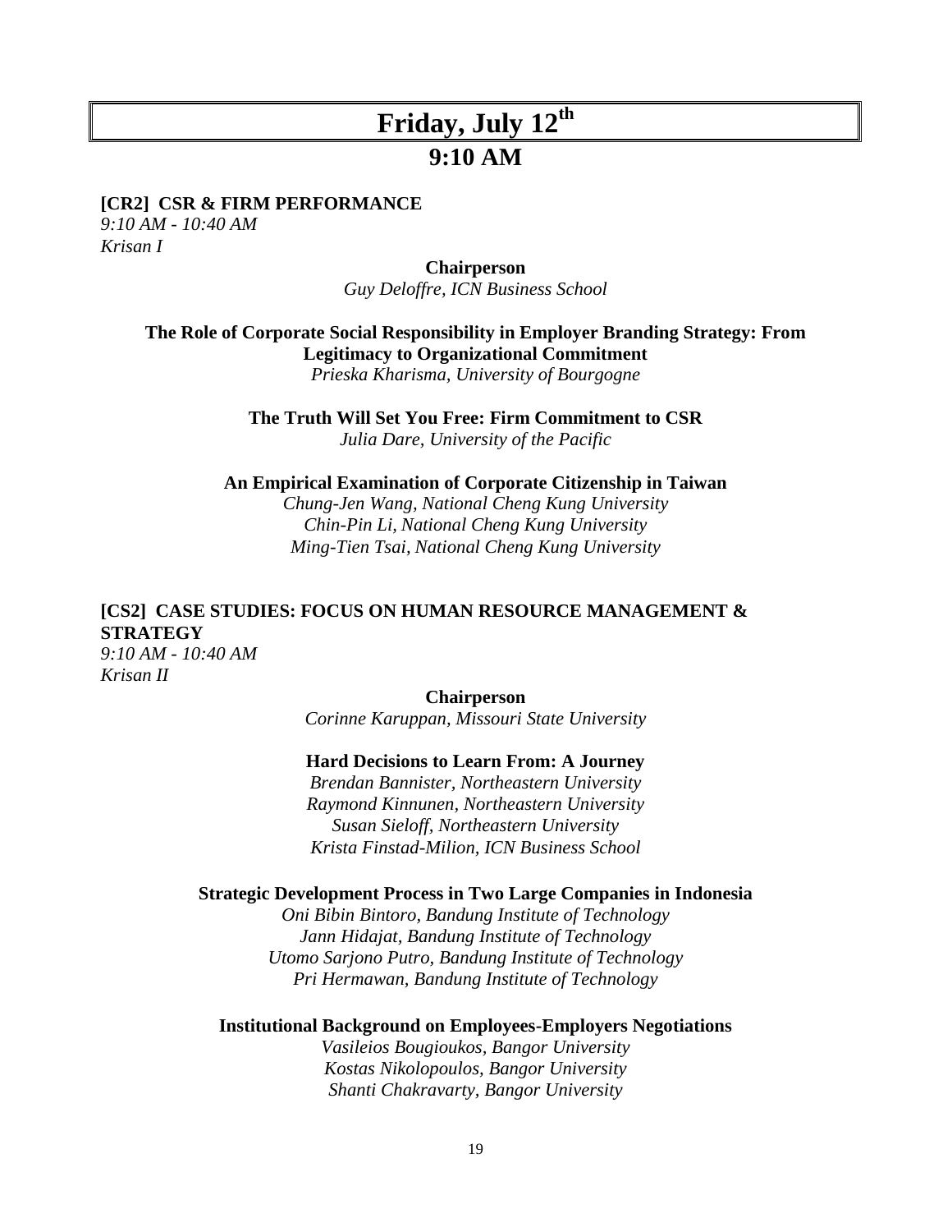# Friday, July 12th

## 9:10 AM

**[CR2] CSR & FIRM PERFORMANCE**
*9:10 AM - 10:40 AM*
*Krisan I*

**Chairperson**
*Guy Deloffre, ICN Business School*

**The Role of Corporate Social Responsibility in Employer Branding Strategy: From Legitimacy to Organizational Commitment**
*Prieska Kharisma, University of Bourgogne*

**The Truth Will Set You Free: Firm Commitment to CSR**
*Julia Dare, University of the Pacific*

**An Empirical Examination of Corporate Citizenship in Taiwan**
*Chung-Jen Wang, National Cheng Kung University*
*Chin-Pin Li, National Cheng Kung University*
*Ming-Tien Tsai, National Cheng Kung University*

**[CS2] CASE STUDIES: FOCUS ON HUMAN RESOURCE MANAGEMENT & STRATEGY**
*9:10 AM - 10:40 AM*
*Krisan II*

**Chairperson**
*Corinne Karuppan, Missouri State University*

**Hard Decisions to Learn From: A Journey**
*Brendan Bannister, Northeastern University*
*Raymond Kinnunen, Northeastern University*
*Susan Sieloff, Northeastern University*
*Krista Finstad-Milion, ICN Business School*

**Strategic Development Process in Two Large Companies in Indonesia**
*Oni Bibin Bintoro, Bandung Institute of Technology*
*Jann Hidajat, Bandung Institute of Technology*
*Utomo Sarjono Putro, Bandung Institute of Technology*
*Pri Hermawan, Bandung Institute of Technology*

**Institutional Background on Employees-Employers Negotiations**
*Vasileios Bougioukos, Bangor University*
*Kostas Nikolopoulos, Bangor University*
*Shanti Chakravarty, Bangor University*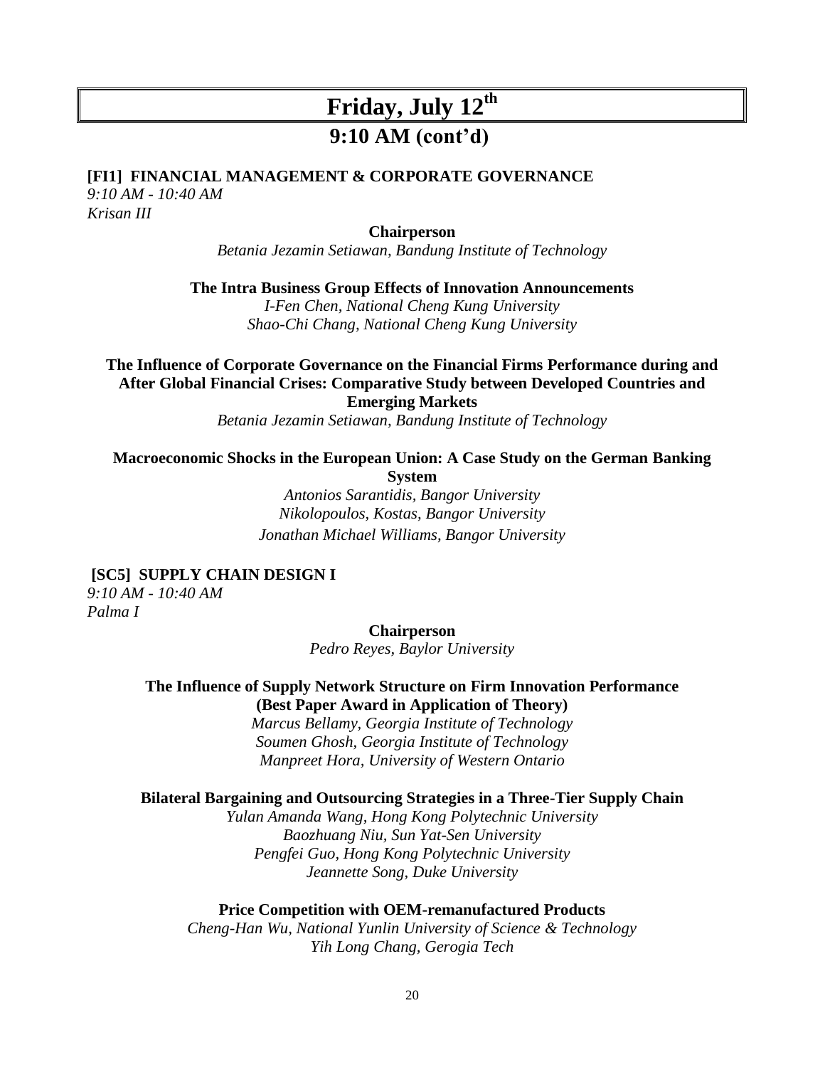# Friday, July 12th

## 9:10 AM (cont'd)

**[FI1] FINANCIAL MANAGEMENT & CORPORATE GOVERNANCE**
*9:10 AM - 10:40 AM*
*Krisan III*

**Chairperson**
*Betania Jezamin Setiawan, Bandung Institute of Technology*

**The Intra Business Group Effects of Innovation Announcements**
*I-Fen Chen, National Cheng Kung University*
*Shao-Chi Chang, National Cheng Kung University*

**The Influence of Corporate Governance on the Financial Firms Performance during and After Global Financial Crises: Comparative Study between Developed Countries and Emerging Markets**
*Betania Jezamin Setiawan, Bandung Institute of Technology*

**Macroeconomic Shocks in the European Union: A Case Study on the German Banking System**
*Antonios Sarantidis, Bangor University*
*Nikolopoulos, Kostas, Bangor University*
*Jonathan Michael Williams, Bangor University*

**[SC5] SUPPLY CHAIN DESIGN I**
*9:10 AM - 10:40 AM*
*Palma I*

**Chairperson**
*Pedro Reyes, Baylor University*

**The Influence of Supply Network Structure on Firm Innovation Performance (Best Paper Award in Application of Theory)**
*Marcus Bellamy, Georgia Institute of Technology*
*Soumen Ghosh, Georgia Institute of Technology*
*Manpreet Hora, University of Western Ontario*

**Bilateral Bargaining and Outsourcing Strategies in a Three-Tier Supply Chain**
*Yulan Amanda Wang, Hong Kong Polytechnic University*
*Baozhuang Niu, Sun Yat-Sen University*
*Pengfei Guo, Hong Kong Polytechnic University*
*Jeannette Song, Duke University*

**Price Competition with OEM-remanufactured Products**
*Cheng-Han Wu, National Yunlin University of Science & Technology*
*Yih Long Chang, Gerogia Tech*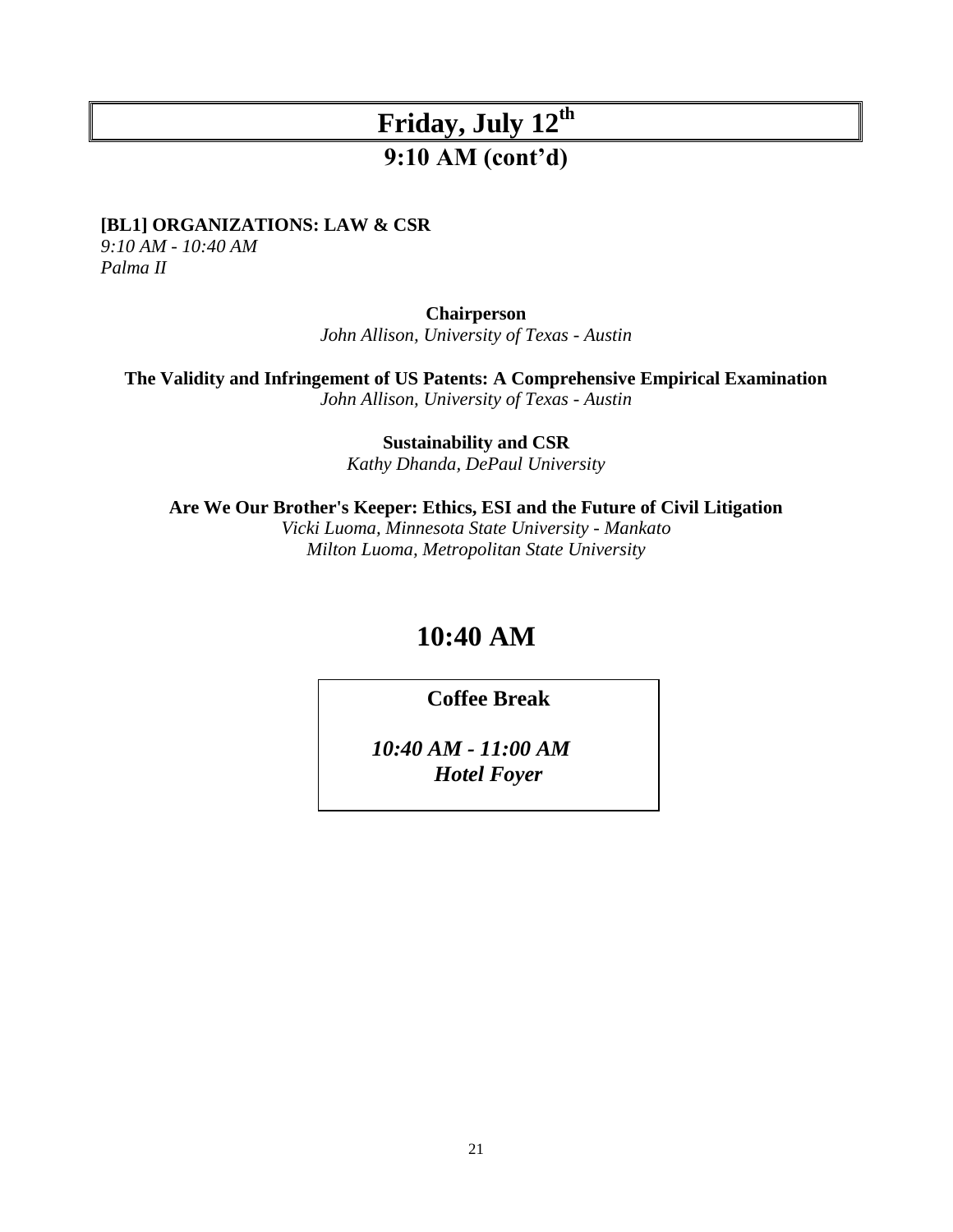# Friday, July 12th

## 9:10 AM (cont'd)

**[BL1] ORGANIZATIONS: LAW & CSR**
*9:10 AM - 10:40 AM*
*Palma II*

**Chairperson**
*John Allison, University of Texas - Austin*

**The Validity and Infringement of US Patents: A Comprehensive Empirical Examination**
*John Allison, University of Texas - Austin*

**Sustainability and CSR**
*Kathy Dhanda, DePaul University*

**Are We Our Brother's Keeper: Ethics, ESI and the Future of Civil Litigation**
*Vicki Luoma, Minnesota State University - Mankato*
*Milton Luoma, Metropolitan State University*

## 10:40 AM

**Coffee Break**

***10:40 AM - 11:00 AM***
***Hotel Foyer***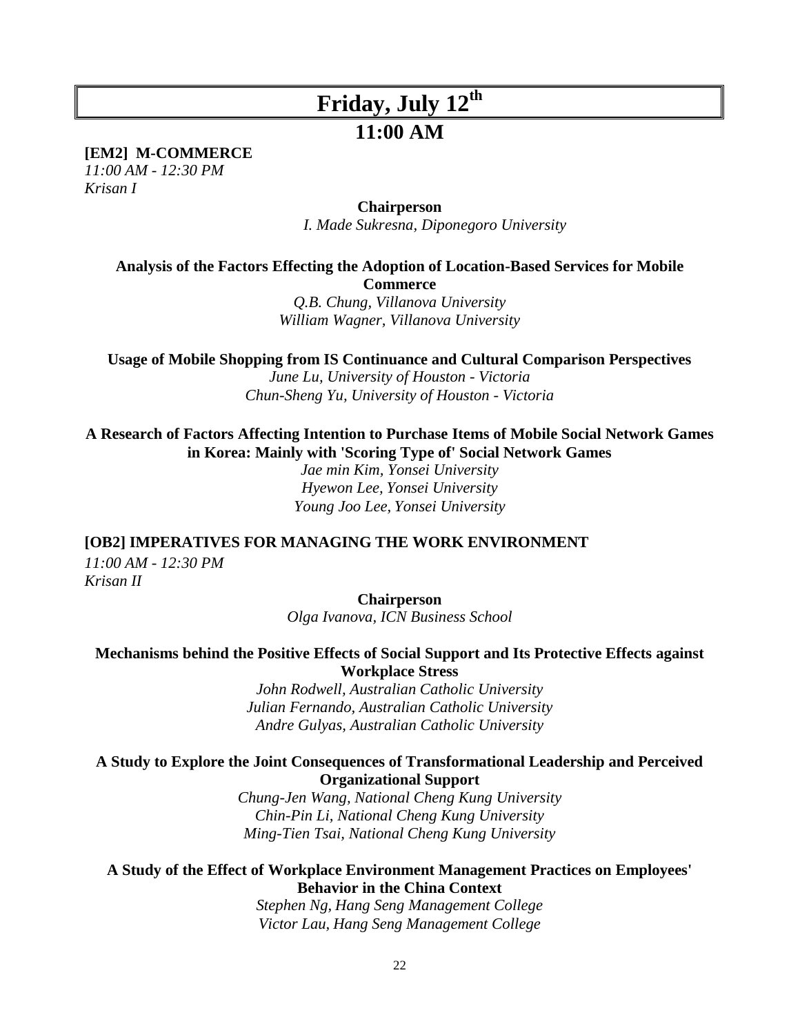# Friday, July 12th

## 11:00 AM

**[EM2] M-COMMERCE**
*11:00 AM - 12:30 PM*
*Krisan I*

**Chairperson**
*I. Made Sukresna, Diponegoro University*

**Analysis of the Factors Effecting the Adoption of Location-Based Services for Mobile Commerce**
*Q.B. Chung, Villanova University*
*William Wagner, Villanova University*

**Usage of Mobile Shopping from IS Continuance and Cultural Comparison Perspectives**
*June Lu, University of Houston - Victoria*
*Chun-Sheng Yu, University of Houston - Victoria*

**A Research of Factors Affecting Intention to Purchase Items of Mobile Social Network Games in Korea: Mainly with 'Scoring Type of' Social Network Games**
*Jae min Kim, Yonsei University*
*Hyewon Lee, Yonsei University*
*Young Joo Lee, Yonsei University*

**[OB2] IMPERATIVES FOR MANAGING THE WORK ENVIRONMENT**
*11:00 AM - 12:30 PM*
*Krisan II*

**Chairperson**
*Olga Ivanova, ICN Business School*

**Mechanisms behind the Positive Effects of Social Support and Its Protective Effects against Workplace Stress**
*John Rodwell, Australian Catholic University*
*Julian Fernando, Australian Catholic University*
*Andre Gulyas, Australian Catholic University*

**A Study to Explore the Joint Consequences of Transformational Leadership and Perceived Organizational Support**
*Chung-Jen Wang, National Cheng Kung University*
*Chin-Pin Li, National Cheng Kung University*
*Ming-Tien Tsai, National Cheng Kung University*

**A Study of the Effect of Workplace Environment Management Practices on Employees' Behavior in the China Context**
*Stephen Ng, Hang Seng Management College*
*Victor Lau, Hang Seng Management College*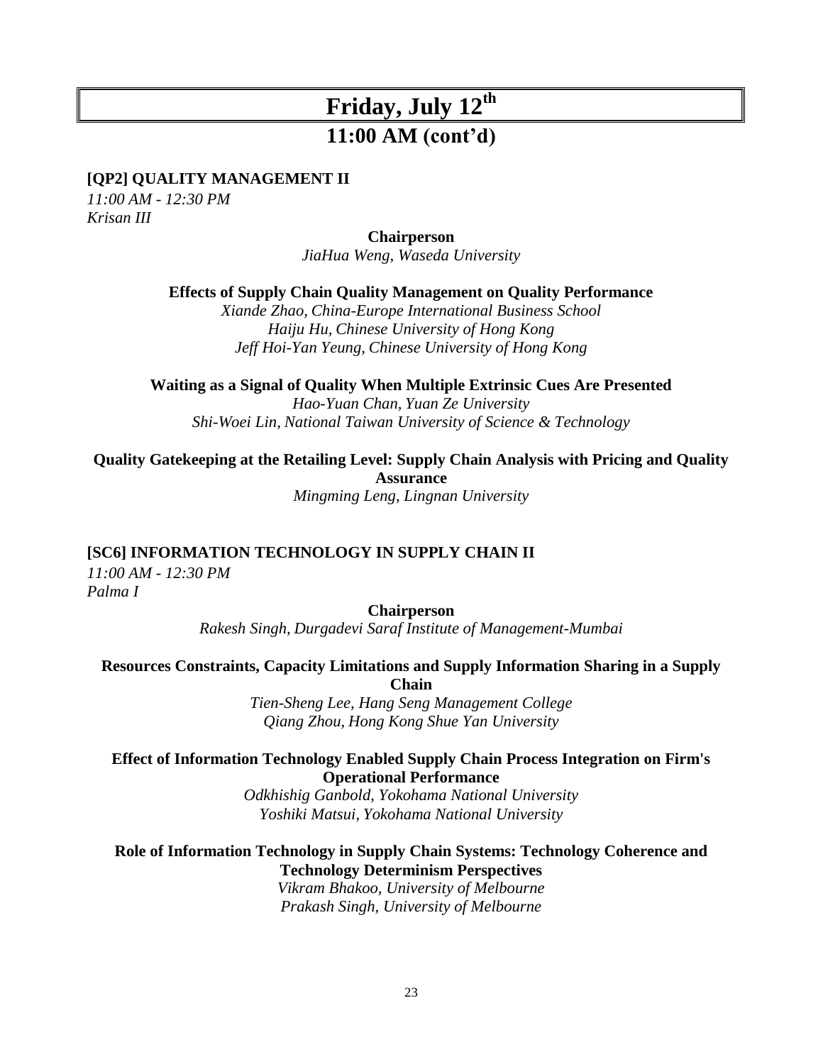# Friday, July 12th

## 11:00 AM (cont'd)

### [QP2] QUALITY MANAGEMENT II

*11:00 AM - 12:30 PM*
*Krisan III*

**Chairperson**
*JiaHua Weng, Waseda University*

**Effects of Supply Chain Quality Management on Quality Performance**
*Xiande Zhao, China-Europe International Business School*
*Haiju Hu, Chinese University of Hong Kong*
*Jeff Hoi-Yan Yeung, Chinese University of Hong Kong*

**Waiting as a Signal of Quality When Multiple Extrinsic Cues Are Presented**
*Hao-Yuan Chan, Yuan Ze University*
*Shi-Woei Lin, National Taiwan University of Science & Technology*

**Quality Gatekeeping at the Retailing Level: Supply Chain Analysis with Pricing and Quality Assurance**
*Mingming Leng, Lingnan University*

### [SC6] INFORMATION TECHNOLOGY IN SUPPLY CHAIN II

*11:00 AM - 12:30 PM*
*Palma I*

**Chairperson**
*Rakesh Singh, Durgadevi Saraf Institute of Management-Mumbai*

**Resources Constraints, Capacity Limitations and Supply Information Sharing in a Supply Chain**
*Tien-Sheng Lee, Hang Seng Management College*
*Qiang Zhou, Hong Kong Shue Yan University*

**Effect of Information Technology Enabled Supply Chain Process Integration on Firm's Operational Performance**
*Odkhishig Ganbold, Yokohama National University*
*Yoshiki Matsui, Yokohama National University*

**Role of Information Technology in Supply Chain Systems: Technology Coherence and Technology Determinism Perspectives**
*Vikram Bhakoo, University of Melbourne*
*Prakash Singh, University of Melbourne*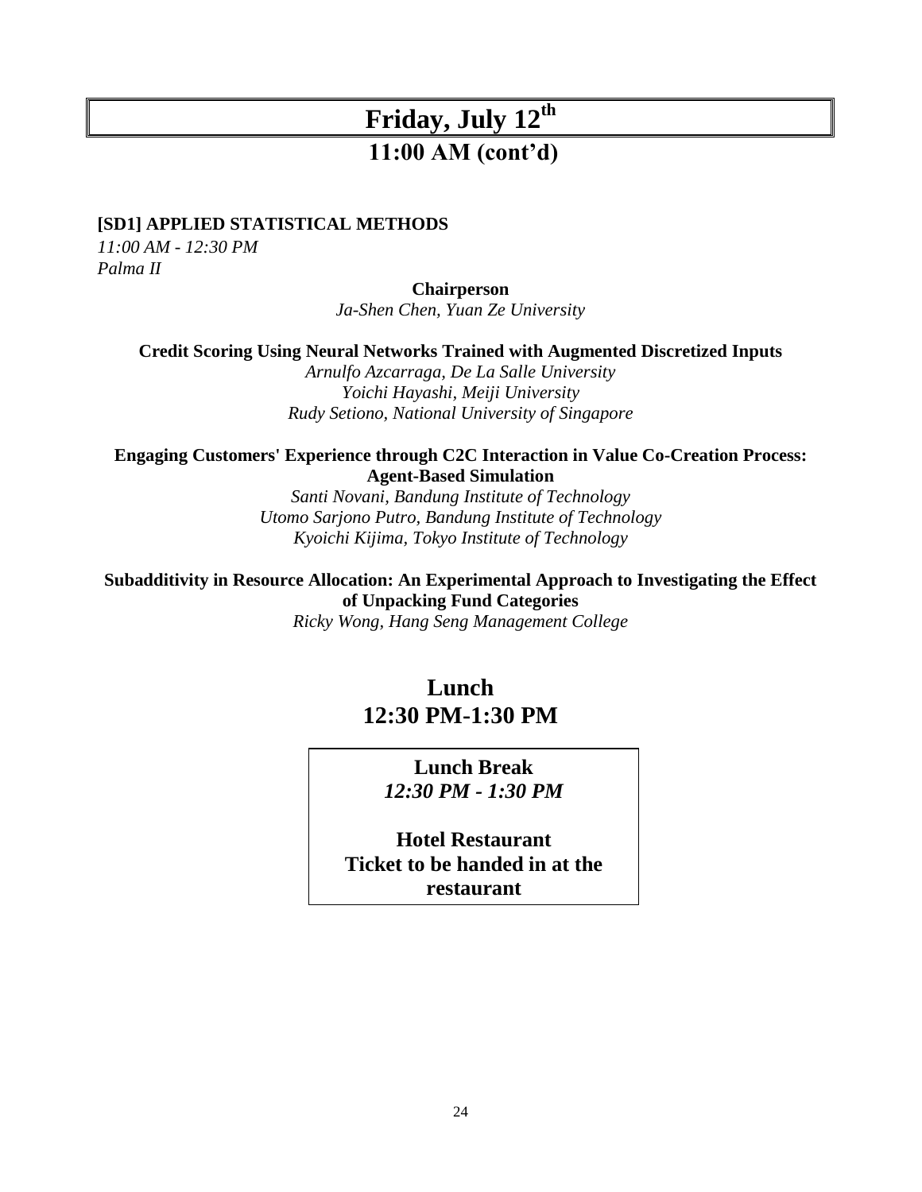# Friday, July 12th

## 11:00 AM (cont'd)

**[SD1] APPLIED STATISTICAL METHODS**

*11:00 AM - 12:30 PM*
*Palma II*

**Chairperson**
*Ja-Shen Chen, Yuan Ze University*

**Credit Scoring Using Neural Networks Trained with Augmented Discretized Inputs**
*Arnulfo Azcarraga, De La Salle University*
*Yoichi Hayashi, Meiji University*
*Rudy Setiono, National University of Singapore*

**Engaging Customers' Experience through C2C Interaction in Value Co-Creation Process: Agent-Based Simulation**
*Santi Novani, Bandung Institute of Technology*
*Utomo Sarjono Putro, Bandung Institute of Technology*
*Kyoichi Kijima, Tokyo Institute of Technology*

**Subadditivity in Resource Allocation: An Experimental Approach to Investigating the Effect of Unpacking Fund Categories**
*Ricky Wong, Hang Seng Management College*

## Lunch
## 12:30 PM-1:30 PM

**Lunch Break**
*12:30 PM - 1:30 PM*

**Hotel Restaurant**
**Ticket to be handed in at the restaurant**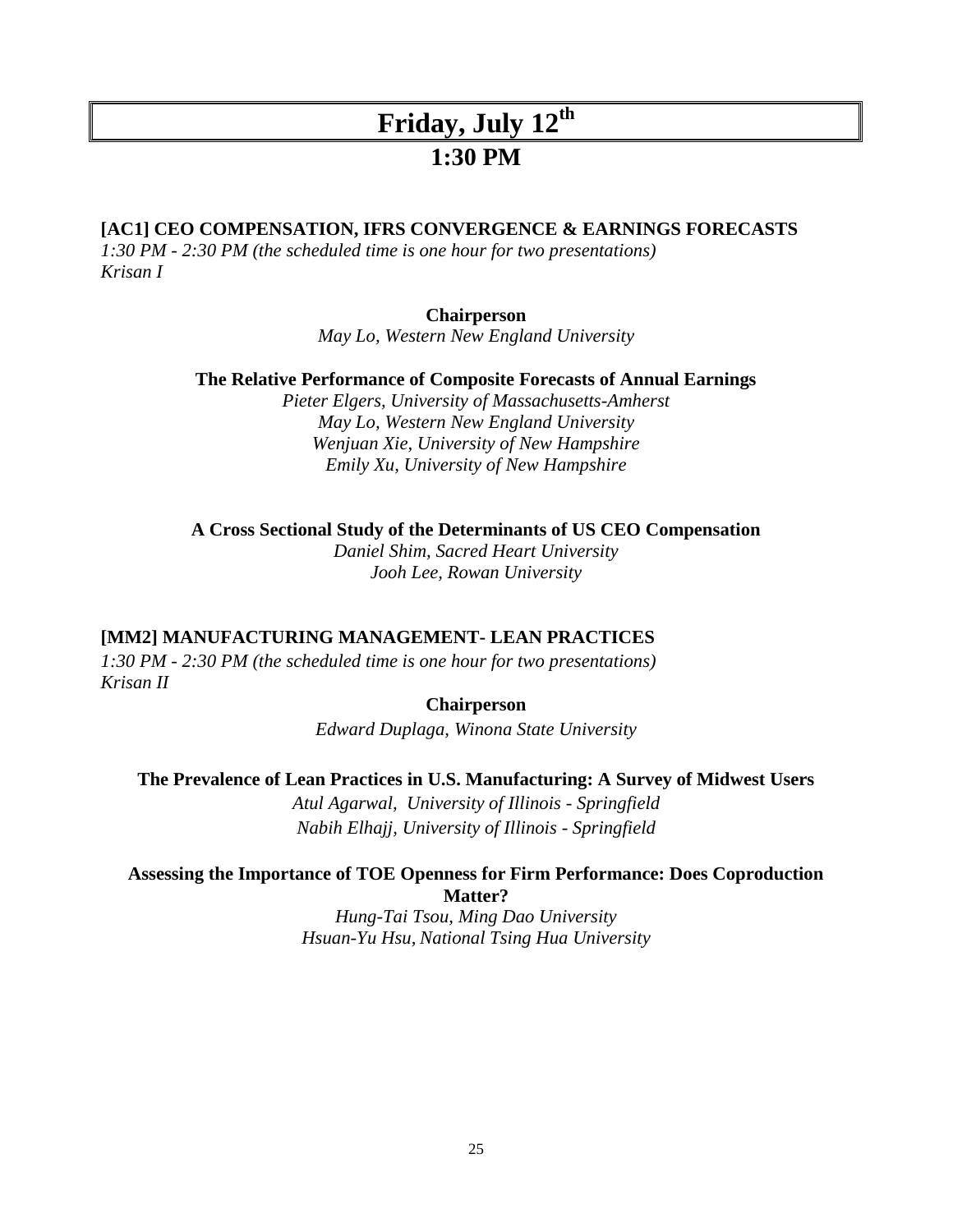# Friday, July 12th

## 1:30 PM

**[AC1] CEO COMPENSATION, IFRS CONVERGENCE & EARNINGS FORECASTS**
*1:30 PM - 2:30 PM (the scheduled time is one hour for two presentations)*
*Krisan I*

**Chairperson**
*May Lo, Western New England University*

**The Relative Performance of Composite Forecasts of Annual Earnings**
*Pieter Elgers, University of Massachusetts-Amherst*
*May Lo, Western New England University*
*Wenjuan Xie, University of New Hampshire*
*Emily Xu, University of New Hampshire*

**A Cross Sectional Study of the Determinants of US CEO Compensation**
*Daniel Shim, Sacred Heart University*
*Jooh Lee, Rowan University*

**[MM2] MANUFACTURING MANAGEMENT- LEAN PRACTICES**
*1:30 PM - 2:30 PM (the scheduled time is one hour for two presentations)*
*Krisan II*

**Chairperson**
*Edward Duplaga, Winona State University*

**The Prevalence of Lean Practices in U.S. Manufacturing: A Survey of Midwest Users**
*Atul Agarwal, University of Illinois - Springfield*
*Nabih Elhajj, University of Illinois - Springfield*

**Assessing the Importance of TOE Openness for Firm Performance: Does Coproduction Matter?**
*Hung-Tai Tsou, Ming Dao University*
*Hsuan-Yu Hsu, National Tsing Hua University*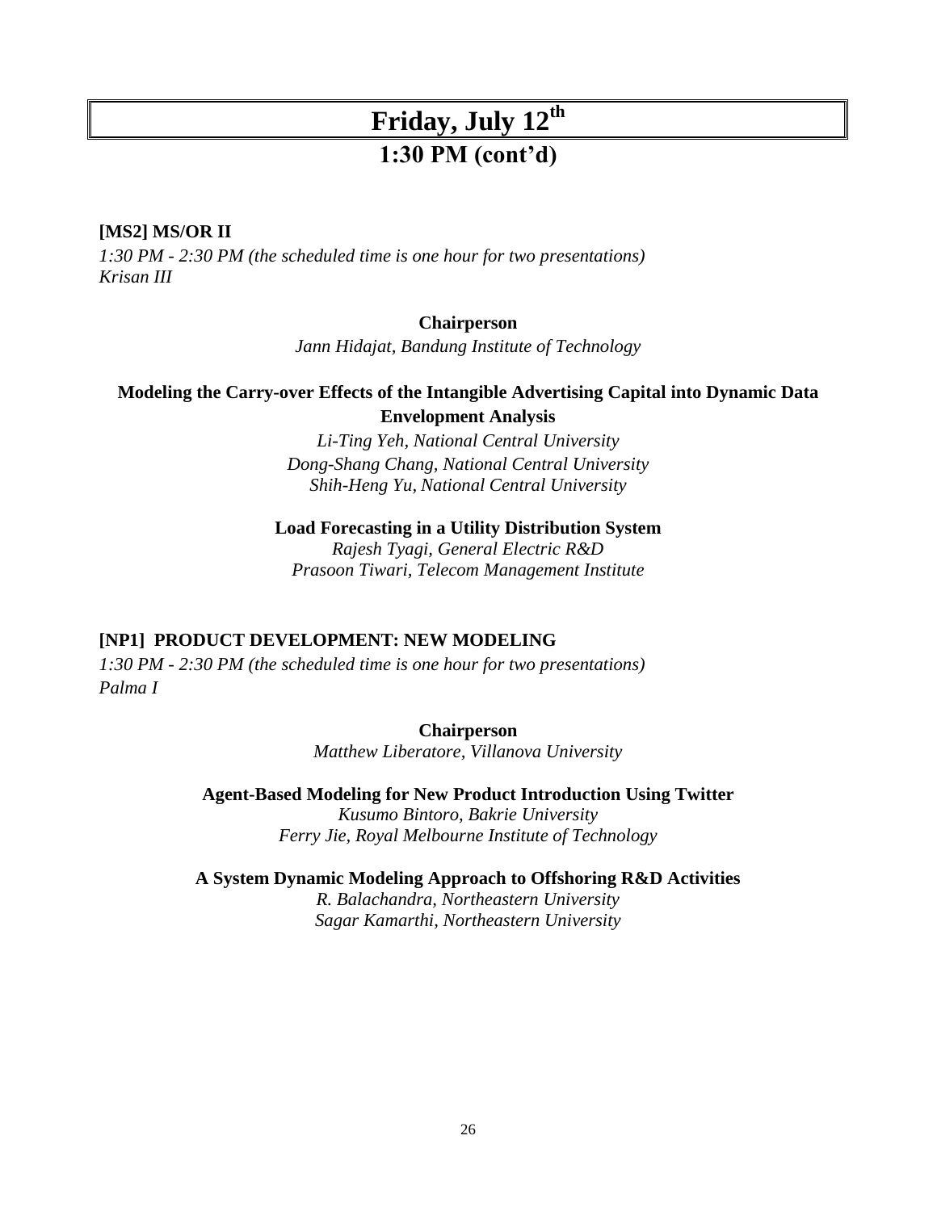# Friday, July 12th

## 1:30 PM (cont'd)

**[MS2] MS/OR II**

*1:30 PM - 2:30 PM (the scheduled time is one hour for two presentations)*
*Krisan III*

**Chairperson**
*Jann Hidajat, Bandung Institute of Technology*

**Modeling the Carry-over Effects of the Intangible Advertising Capital into Dynamic Data Envelopment Analysis**
*Li-Ting Yeh, National Central University*
*Dong-Shang Chang, National Central University*
*Shih-Heng Yu, National Central University*

**Load Forecasting in a Utility Distribution System**
*Rajesh Tyagi, General Electric R&D*
*Prasoon Tiwari, Telecom Management Institute*

**[NP1] PRODUCT DEVELOPMENT: NEW MODELING**

*1:30 PM - 2:30 PM (the scheduled time is one hour for two presentations)*
*Palma I*

**Chairperson**
*Matthew Liberatore, Villanova University*

**Agent-Based Modeling for New Product Introduction Using Twitter**
*Kusumo Bintoro, Bakrie University*
*Ferry Jie, Royal Melbourne Institute of Technology*

**A System Dynamic Modeling Approach to Offshoring R&D Activities**
*R. Balachandra, Northeastern University*
*Sagar Kamarthi, Northeastern University*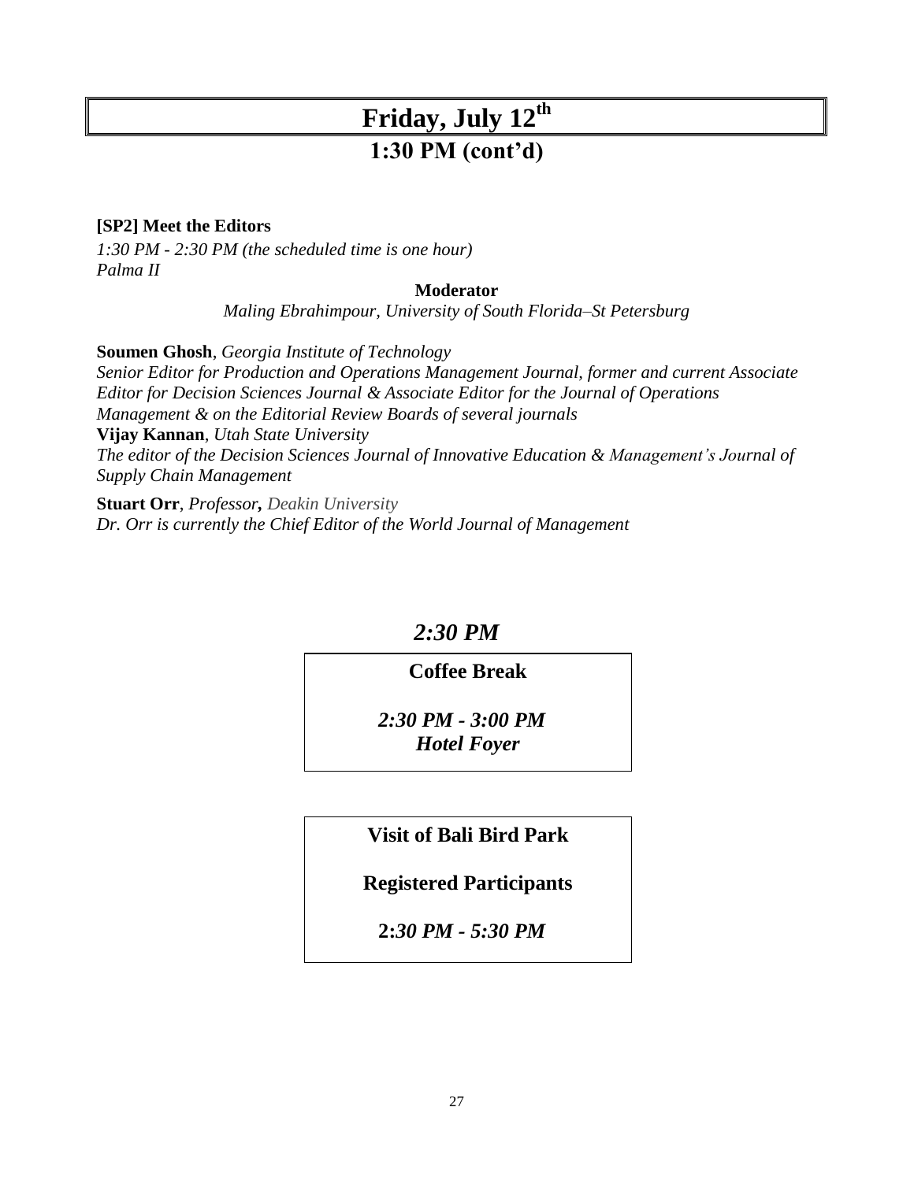# Friday, July 12th

## 1:30 PM (cont'd)

**[SP2] Meet the Editors**

*1:30 PM - 2:30 PM (the scheduled time is one hour)*
*Palma II*

**Moderator**
*Maling Ebrahimpour, University of South Florida–St Petersburg*

**Soumen Ghosh**, *Georgia Institute of Technology*
*Senior Editor for Production and Operations Management Journal, former and current Associate Editor for Decision Sciences Journal & Associate Editor for the Journal of Operations Management & on the Editorial Review Boards of several journals*

**Vijay Kannan**, *Utah State University*
*The editor of the Decision Sciences Journal of Innovative Education & Management's Journal of Supply Chain Management*

**Stuart Orr**, *Professor, Deakin University*
*Dr. Orr is currently the Chief Editor of the World Journal of Management*

## *2:30 PM*

**Coffee Break**

***2:30 PM - 3:00 PM***
***Hotel Foyer***

**Visit of Bali Bird Park**

**Registered Participants**

**2:30 PM - 5:30 PM**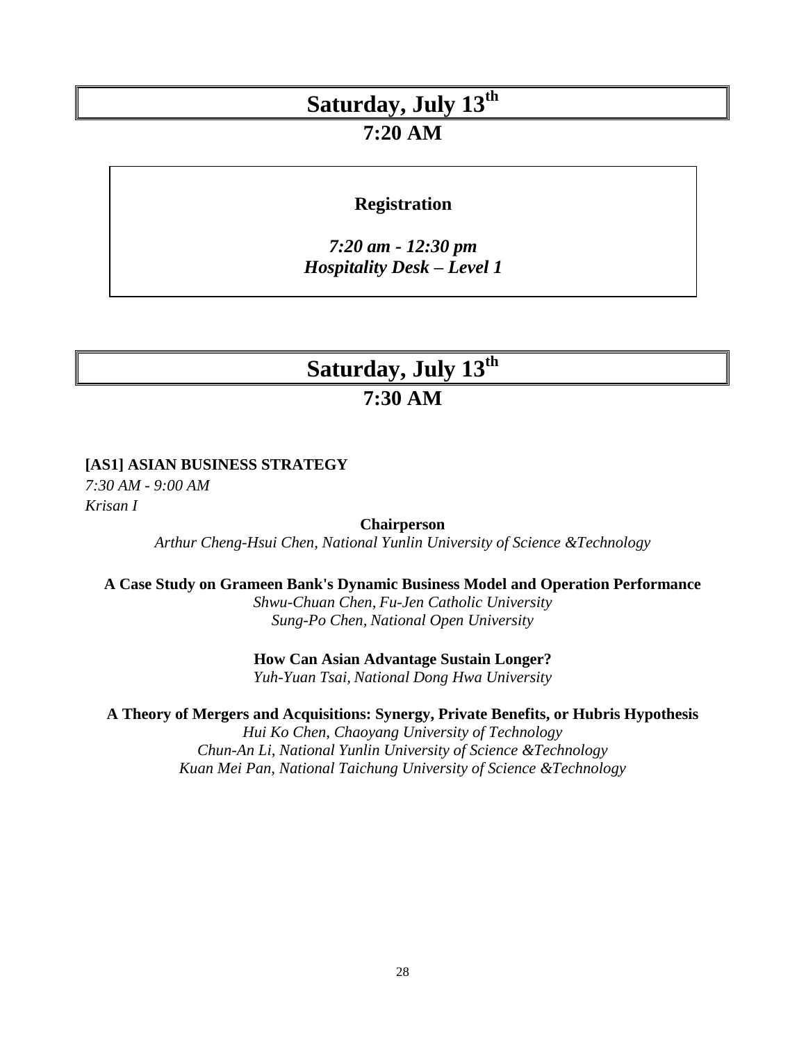# Saturday, July 13th

## 7:20 AM

**Registration**

*7:20 am - 12:30 pm*
*Hospitality Desk – Level 1*

# Saturday, July 13th

## 7:30 AM

**[AS1] ASIAN BUSINESS STRATEGY**
*7:30 AM - 9:00 AM*
*Krisan I*

**Chairperson**
*Arthur Cheng-Hsui Chen, National Yunlin University of Science &Technology*

**A Case Study on Grameen Bank's Dynamic Business Model and Operation Performance**
*Shwu-Chuan Chen, Fu-Jen Catholic University*
*Sung-Po Chen, National Open University*

**How Can Asian Advantage Sustain Longer?**
*Yuh-Yuan Tsai, National Dong Hwa University*

**A Theory of Mergers and Acquisitions: Synergy, Private Benefits, or Hubris Hypothesis**
*Hui Ko Chen, Chaoyang University of Technology*
*Chun-An Li, National Yunlin University of Science &Technology*
*Kuan Mei Pan, National Taichung University of Science &Technology*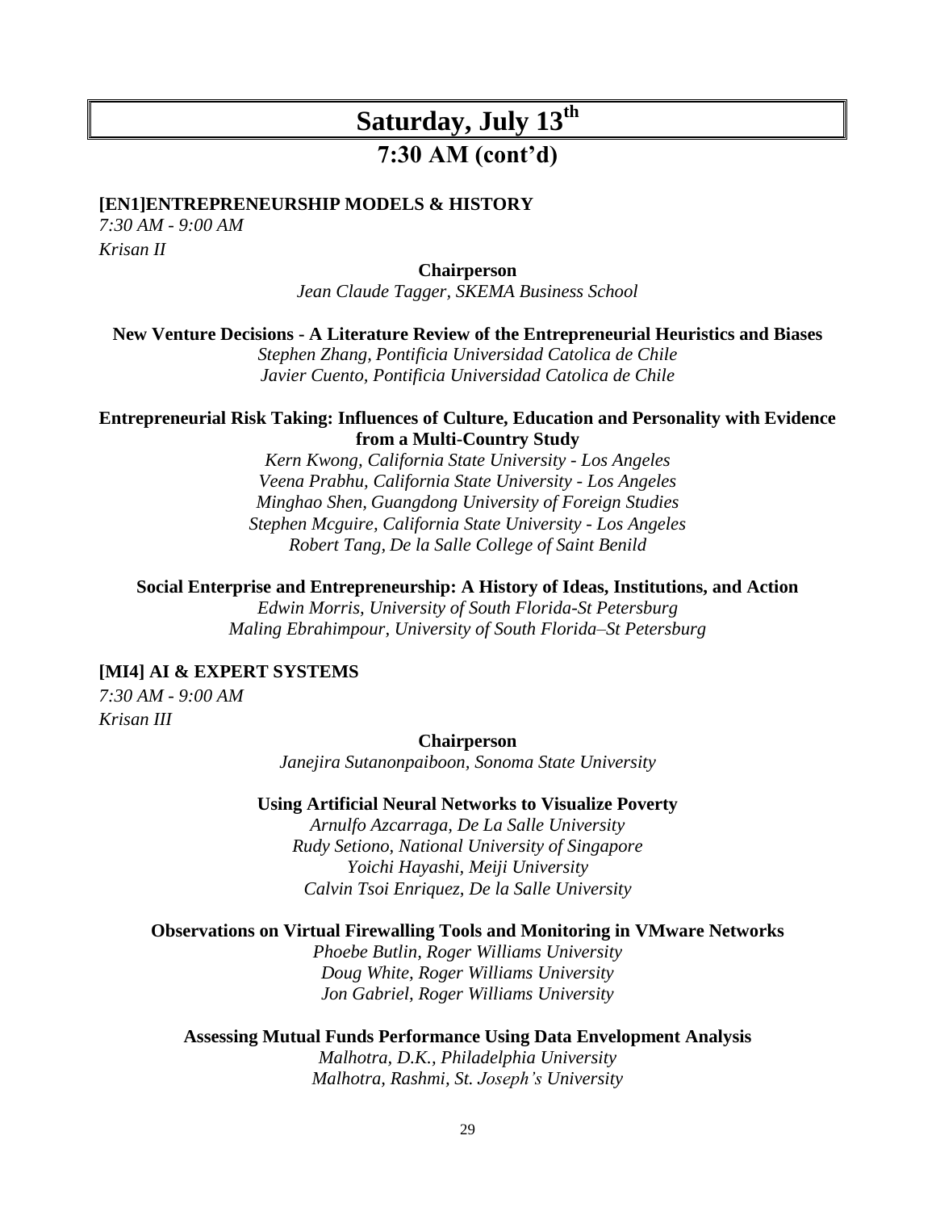# Saturday, July 13th

## 7:30 AM (cont'd)

**[EN1]ENTREPRENEURSHIP MODELS & HISTORY**

*7:30 AM - 9:00 AM*

*Krisan II*

**Chairperson**

*Jean Claude Tagger, SKEMA Business School*

**New Venture Decisions - A Literature Review of the Entrepreneurial Heuristics and Biases**

*Stephen Zhang, Pontificia Universidad Catolica de Chile*
*Javier Cuento, Pontificia Universidad Catolica de Chile*

**Entrepreneurial Risk Taking: Influences of Culture, Education and Personality with Evidence from a Multi-Country Study**

*Kern Kwong, California State University - Los Angeles*
*Veena Prabhu, California State University - Los Angeles*
*Minghao Shen, Guangdong University of Foreign Studies*
*Stephen Mcguire, California State University - Los Angeles*
*Robert Tang, De la Salle College of Saint Benild*

**Social Enterprise and Entrepreneurship: A History of Ideas, Institutions, and Action**

*Edwin Morris, University of South Florida-St Petersburg*
*Maling Ebrahimpour, University of South Florida–St Petersburg*

**[MI4] AI & EXPERT SYSTEMS**

*7:30 AM - 9:00 AM*

*Krisan III*

**Chairperson**

*Janejira Sutanonpaiboon, Sonoma State University*

**Using Artificial Neural Networks to Visualize Poverty**

*Arnulfo Azcarraga, De La Salle University*
*Rudy Setiono, National University of Singapore*
*Yoichi Hayashi, Meiji University*
*Calvin Tsoi Enriquez, De la Salle University*

**Observations on Virtual Firewalling Tools and Monitoring in VMware Networks**

*Phoebe Butlin, Roger Williams University*
*Doug White, Roger Williams University*
*Jon Gabriel, Roger Williams University*

**Assessing Mutual Funds Performance Using Data Envelopment Analysis**

*Malhotra, D.K., Philadelphia University*
*Malhotra, Rashmi, St. Joseph's University*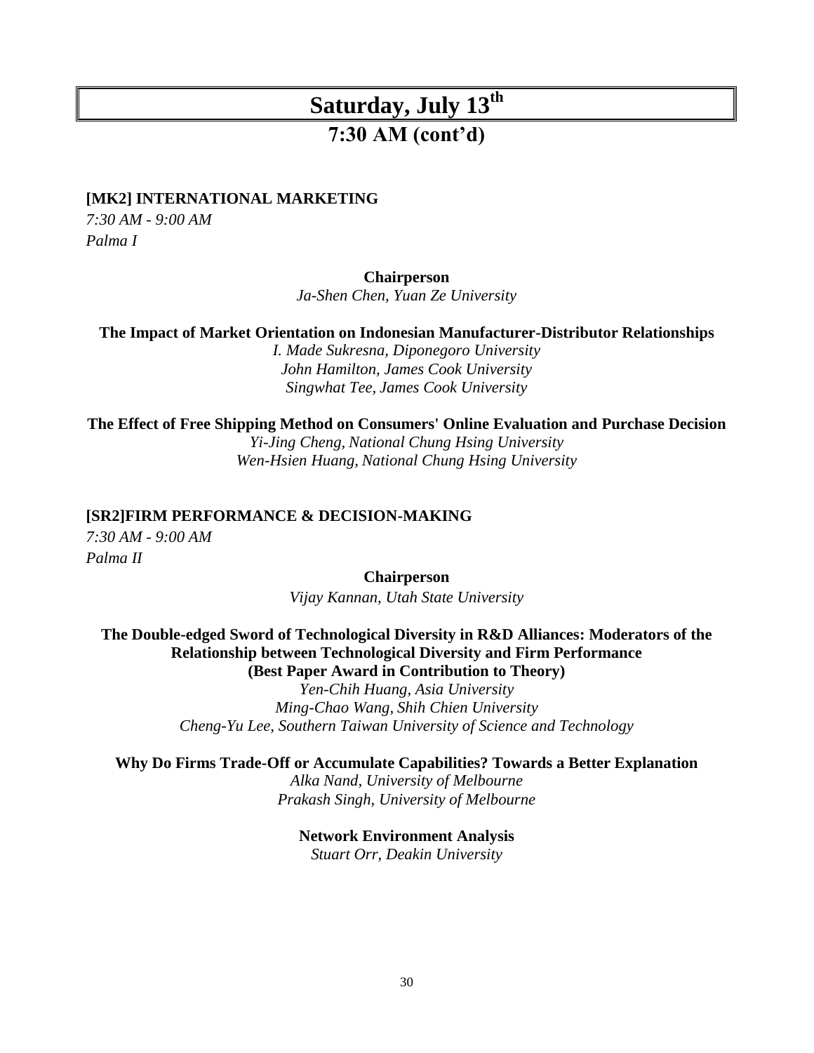# Saturday, July 13th

## 7:30 AM (cont'd)

**[MK2] INTERNATIONAL MARKETING**

*7:30 AM - 9:00 AM*
*Palma I*

**Chairperson**
*Ja-Shen Chen, Yuan Ze University*

**The Impact of Market Orientation on Indonesian Manufacturer-Distributor Relationships**
*I. Made Sukresna, Diponegoro University*
*John Hamilton, James Cook University*
*Singwhat Tee, James Cook University*

**The Effect of Free Shipping Method on Consumers' Online Evaluation and Purchase Decision**
*Yi-Jing Cheng, National Chung Hsing University*
*Wen-Hsien Huang, National Chung Hsing University*

**[SR2]FIRM PERFORMANCE & DECISION-MAKING**

*7:30 AM - 9:00 AM*
*Palma II*

**Chairperson**
*Vijay Kannan, Utah State University*

**The Double-edged Sword of Technological Diversity in R&D Alliances: Moderators of the Relationship between Technological Diversity and Firm Performance**
**(Best Paper Award in Contribution to Theory)**
*Yen-Chih Huang, Asia University*
*Ming-Chao Wang, Shih Chien University*
*Cheng-Yu Lee, Southern Taiwan University of Science and Technology*

**Why Do Firms Trade-Off or Accumulate Capabilities? Towards a Better Explanation**
*Alka Nand, University of Melbourne*
*Prakash Singh, University of Melbourne*

**Network Environment Analysis**
*Stuart Orr, Deakin University*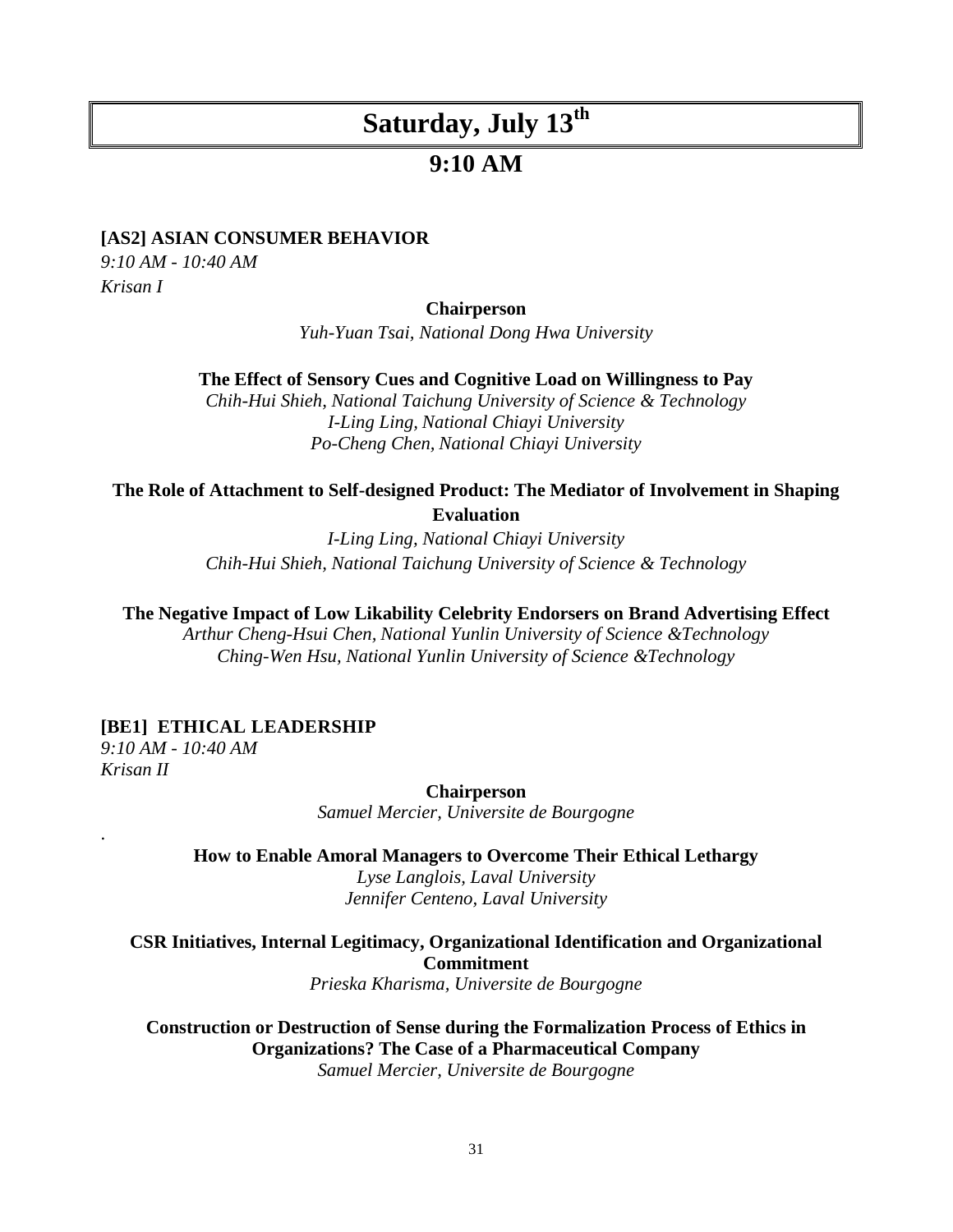# Saturday, July 13th

## 9:10 AM

**[AS2] ASIAN CONSUMER BEHAVIOR**
*9:10 AM - 10:40 AM*
*Krisan I*

**Chairperson**
*Yuh-Yuan Tsai, National Dong Hwa University*

**The Effect of Sensory Cues and Cognitive Load on Willingness to Pay**
*Chih-Hui Shieh, National Taichung University of Science & Technology*
*I-Ling Ling, National Chiayi University*
*Po-Cheng Chen, National Chiayi University*

**The Role of Attachment to Self-designed Product: The Mediator of Involvement in Shaping Evaluation**
*I-Ling Ling, National Chiayi University*
*Chih-Hui Shieh, National Taichung University of Science & Technology*

**The Negative Impact of Low Likability Celebrity Endorsers on Brand Advertising Effect**
*Arthur Cheng-Hsui Chen, National Yunlin University of Science &Technology*
*Ching-Wen Hsu, National Yunlin University of Science &Technology*

**[BE1] ETHICAL LEADERSHIP**
*9:10 AM - 10:40 AM*
*Krisan II*

**Chairperson**
*Samuel Mercier, Universite de Bourgogne*

**How to Enable Amoral Managers to Overcome Their Ethical Lethargy**
*Lyse Langlois, Laval University*
*Jennifer Centeno, Laval University*

**CSR Initiatives, Internal Legitimacy, Organizational Identification and Organizational Commitment**
*Prieska Kharisma, Universite de Bourgogne*

**Construction or Destruction of Sense during the Formalization Process of Ethics in Organizations? The Case of a Pharmaceutical Company**
*Samuel Mercier, Universite de Bourgogne*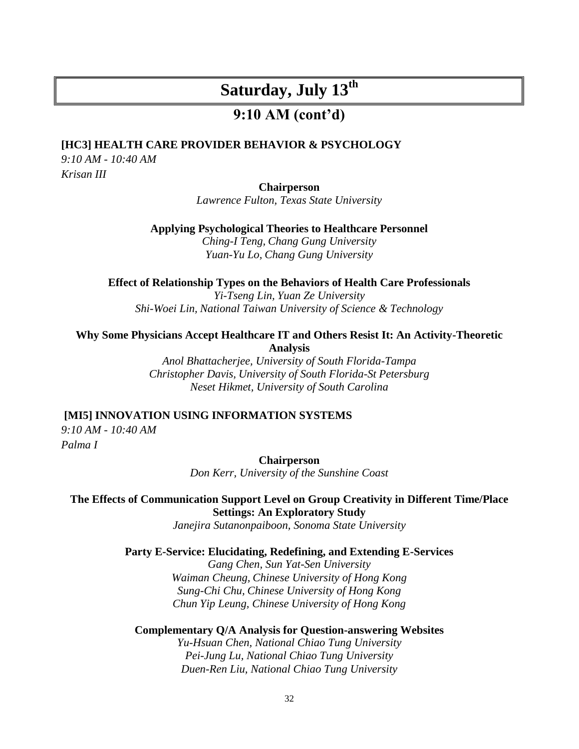# Saturday, July 13th

## 9:10 AM (cont'd)

**[HC3] HEALTH CARE PROVIDER BEHAVIOR & PSYCHOLOGY**

*9:10 AM - 10:40 AM*

*Krisan III*

**Chairperson**

*Lawrence Fulton, Texas State University*

**Applying Psychological Theories to Healthcare Personnel**

*Ching-I Teng, Chang Gung University*

*Yuan-Yu Lo, Chang Gung University*

**Effect of Relationship Types on the Behaviors of Health Care Professionals**

*Yi-Tseng Lin, Yuan Ze University*

*Shi-Woei Lin, National Taiwan University of Science & Technology*

**Why Some Physicians Accept Healthcare IT and Others Resist It: An Activity-Theoretic Analysis**

*Anol Bhattacherjee, University of South Florida-Tampa*

*Christopher Davis, University of South Florida-St Petersburg*

*Neset Hikmet, University of South Carolina*

**[MI5] INNOVATION USING INFORMATION SYSTEMS**

*9:10 AM - 10:40 AM*

*Palma I*

**Chairperson**

*Don Kerr, University of the Sunshine Coast*

**The Effects of Communication Support Level on Group Creativity in Different Time/Place Settings: An Exploratory Study**

*Janejira Sutanonpaiboon, Sonoma State University*

**Party E-Service: Elucidating, Redefining, and Extending E-Services**

*Gang Chen, Sun Yat-Sen University*

*Waiman Cheung, Chinese University of Hong Kong*

*Sung-Chi Chu, Chinese University of Hong Kong*

*Chun Yip Leung, Chinese University of Hong Kong*

**Complementary Q/A Analysis for Question-answering Websites**

*Yu-Hsuan Chen, National Chiao Tung University*

*Pei-Jung Lu, National Chiao Tung University*

*Duen-Ren Liu, National Chiao Tung University*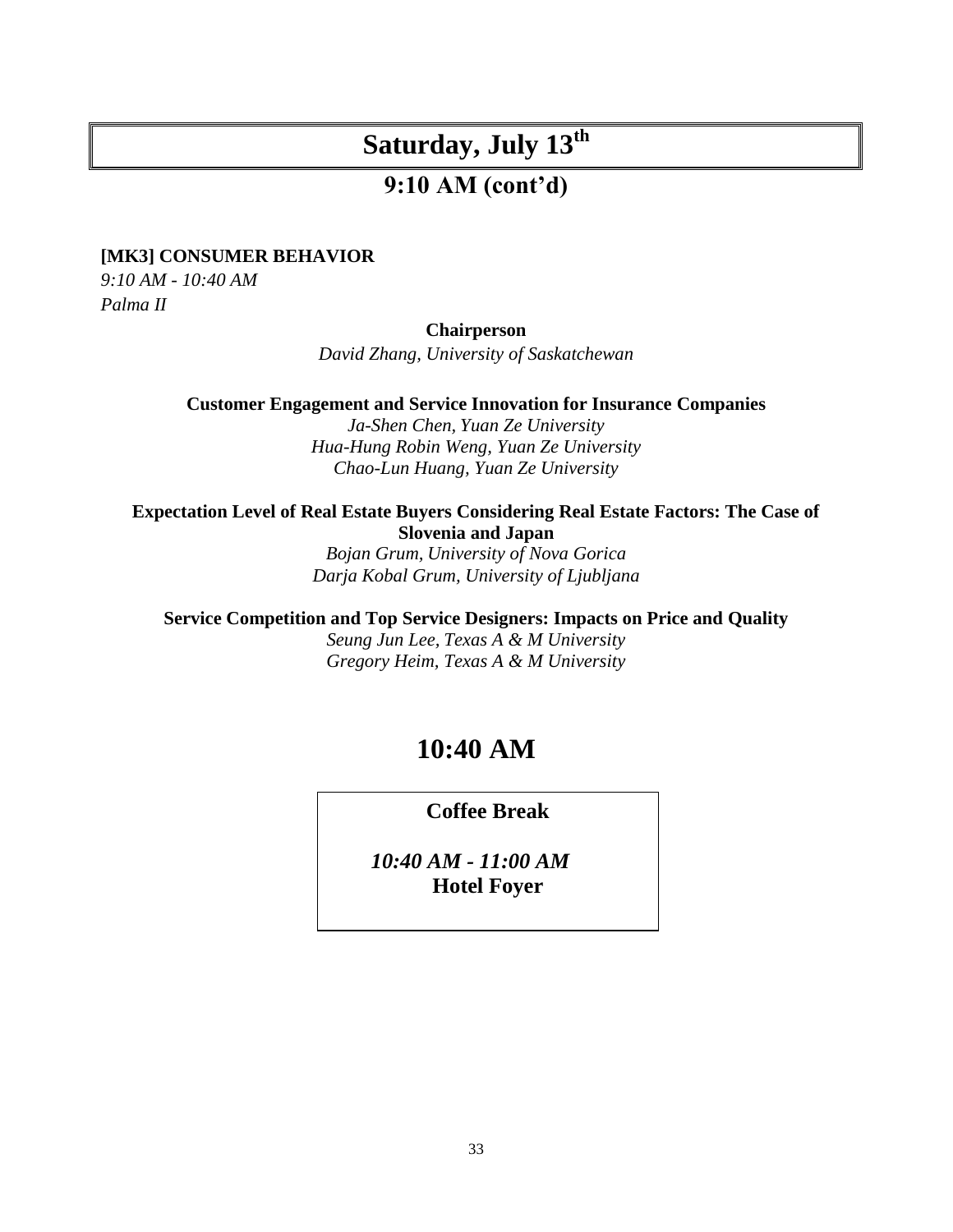# Saturday, July 13th

## 9:10 AM (cont'd)

**[MK3] CONSUMER BEHAVIOR**
*9:10 AM - 10:40 AM*
*Palma II*

**Chairperson**
*David Zhang, University of Saskatchewan*

**Customer Engagement and Service Innovation for Insurance Companies**
*Ja-Shen Chen, Yuan Ze University*
*Hua-Hung Robin Weng, Yuan Ze University*
*Chao-Lun Huang, Yuan Ze University*

**Expectation Level of Real Estate Buyers Considering Real Estate Factors: The Case of Slovenia and Japan**
*Bojan Grum, University of Nova Gorica*
*Darja Kobal Grum, University of Ljubljana*

**Service Competition and Top Service Designers: Impacts on Price and Quality**
*Seung Jun Lee, Texas A & M University*
*Gregory Heim, Texas A & M University*

## 10:40 AM

**Coffee Break**

***10:40 AM - 11:00 AM***
**Hotel Foyer**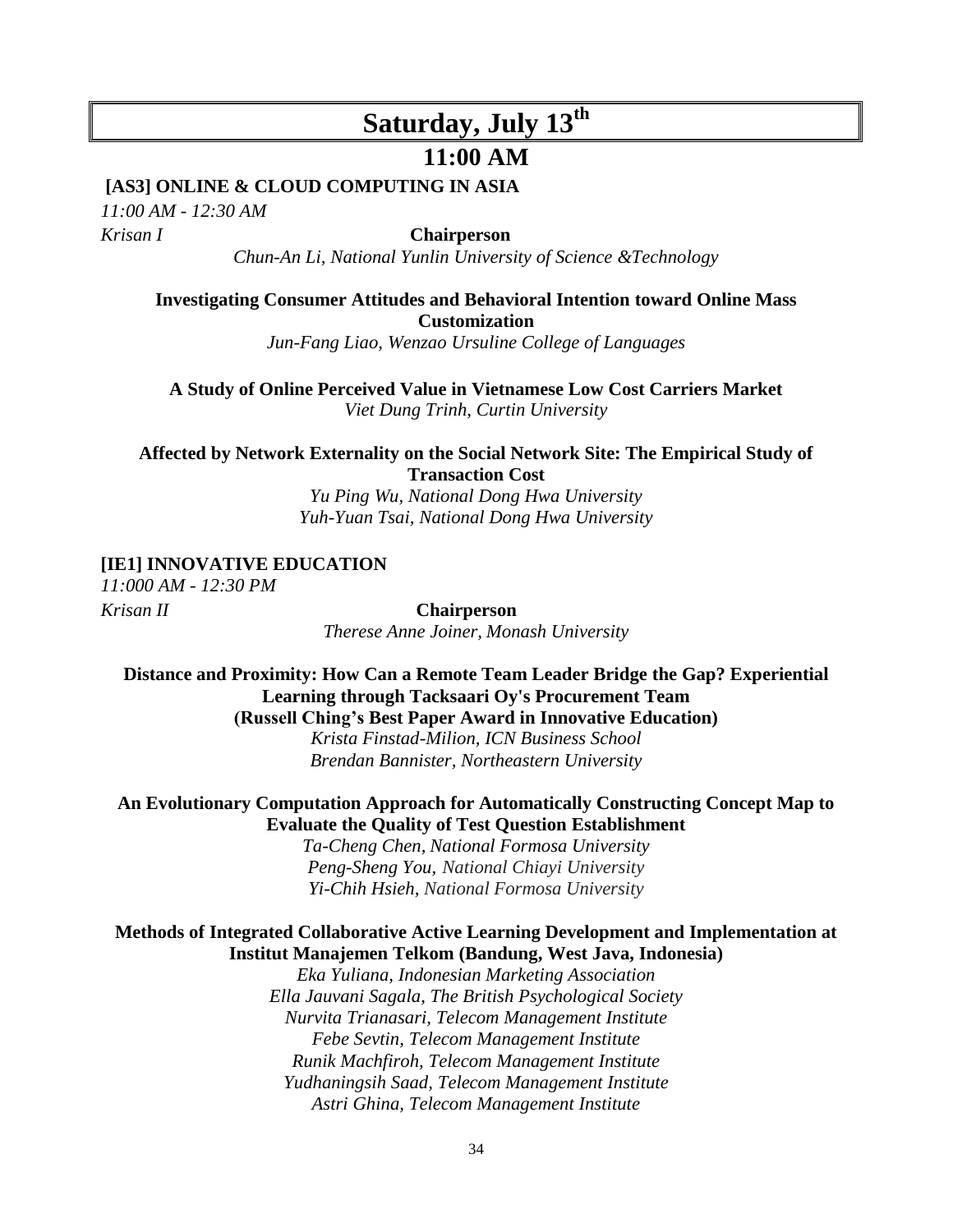# Saturday, July 13th

## 11:00 AM

**[AS3] ONLINE & CLOUD COMPUTING IN ASIA**

*11:00 AM - 12:30 AM*

*Krisan I*

**Chairperson**

*Chun-An Li, National Yunlin University of Science &Technology*

**Investigating Consumer Attitudes and Behavioral Intention toward Online Mass Customization**

*Jun-Fang Liao, Wenzao Ursuline College of Languages*

**A Study of Online Perceived Value in Vietnamese Low Cost Carriers Market**

*Viet Dung Trinh, Curtin University*

**Affected by Network Externality on the Social Network Site: The Empirical Study of Transaction Cost**

*Yu Ping Wu, National Dong Hwa University*
*Yuh-Yuan Tsai, National Dong Hwa University*

**[IE1] INNOVATIVE EDUCATION**

*11:000 AM - 12:30 PM*

*Krisan II*

**Chairperson**

*Therese Anne Joiner, Monash University*

**Distance and Proximity: How Can a Remote Team Leader Bridge the Gap? Experiential Learning through Tacksaari Oy's Procurement Team**
**(Russell Ching's Best Paper Award in Innovative Education)**

*Krista Finstad-Milion, ICN Business School*
*Brendan Bannister, Northeastern University*

**An Evolutionary Computation Approach for Automatically Constructing Concept Map to Evaluate the Quality of Test Question Establishment**

*Ta-Cheng Chen, National Formosa University*
*Peng-Sheng You, National Chiayi University*
*Yi-Chih Hsieh, National Formosa University*

**Methods of Integrated Collaborative Active Learning Development and Implementation at Institut Manajemen Telkom (Bandung, West Java, Indonesia)**

*Eka Yuliana, Indonesian Marketing Association*
*Ella Jauvani Sagala, The British Psychological Society*
*Nurvita Trianasari, Telecom Management Institute*
*Febe Sevtin, Telecom Management Institute*
*Runik Machfiroh, Telecom Management Institute*
*Yudhaningsih Saad, Telecom Management Institute*
*Astri Ghina, Telecom Management Institute*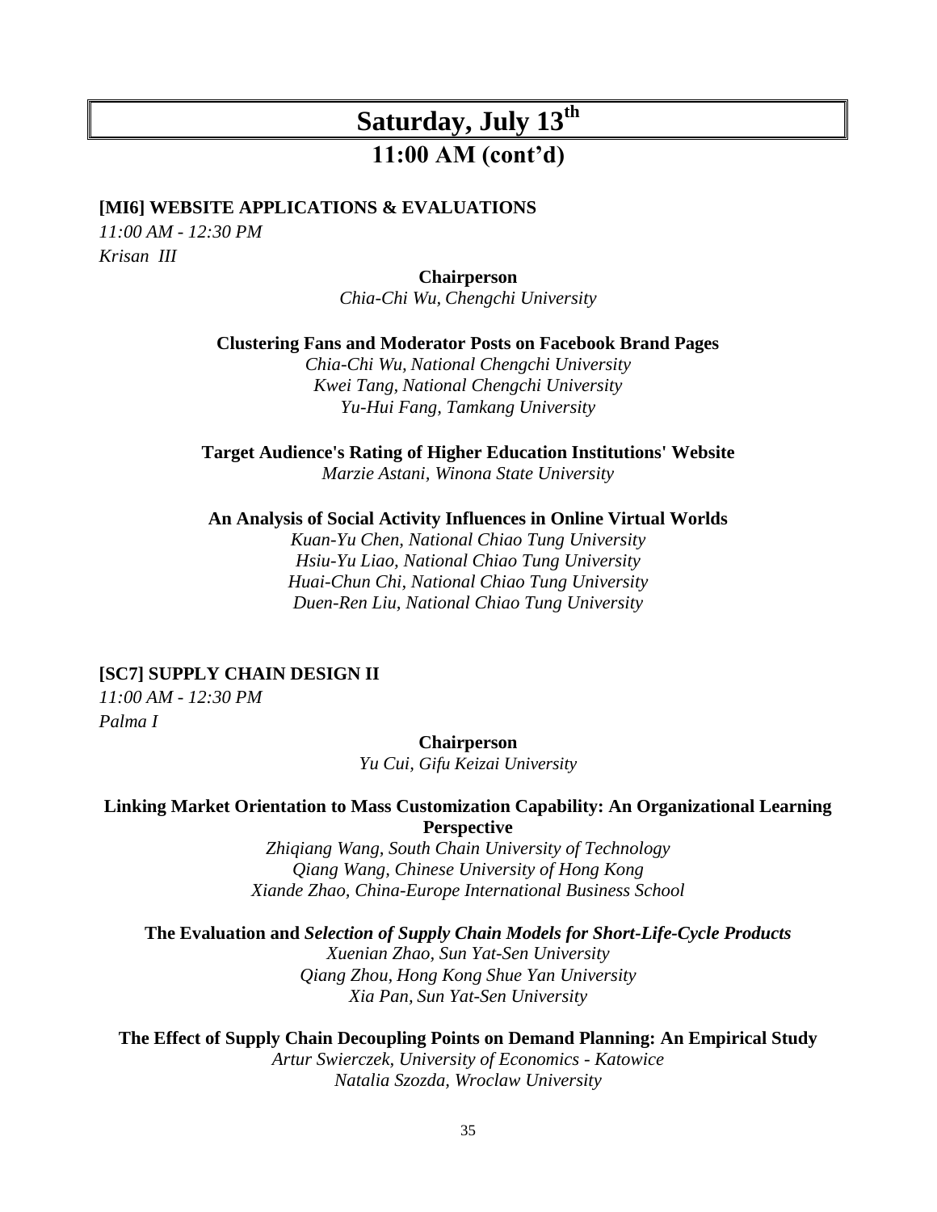# Saturday, July 13th

## 11:00 AM (cont'd)

**[MI6] WEBSITE APPLICATIONS & EVALUATIONS**

*11:00 AM - 12:30 PM*

*Krisan III*

**Chairperson**

*Chia-Chi Wu, Chengchi University*

**Clustering Fans and Moderator Posts on Facebook Brand Pages**

*Chia-Chi Wu, National Chengchi University*
*Kwei Tang, National Chengchi University*
*Yu-Hui Fang, Tamkang University*

**Target Audience's Rating of Higher Education Institutions' Website**

*Marzie Astani, Winona State University*

**An Analysis of Social Activity Influences in Online Virtual Worlds**

*Kuan-Yu Chen, National Chiao Tung University*
*Hsiu-Yu Liao, National Chiao Tung University*
*Huai-Chun Chi, National Chiao Tung University*
*Duen-Ren Liu, National Chiao Tung University*

**[SC7] SUPPLY CHAIN DESIGN II**

*11:00 AM - 12:30 PM*

*Palma I*

**Chairperson**

*Yu Cui, Gifu Keizai University*

**Linking Market Orientation to Mass Customization Capability: An Organizational Learning Perspective**

*Zhiqiang Wang, South Chain University of Technology*
*Qiang Wang, Chinese University of Hong Kong*
*Xiande Zhao, China-Europe International Business School*

**The Evaluation and *Selection of Supply Chain Models for Short-Life-Cycle Products***

*Xuenian Zhao, Sun Yat-Sen University*
*Qiang Zhou, Hong Kong Shue Yan University*
*Xia Pan, Sun Yat-Sen University*

**The Effect of Supply Chain Decoupling Points on Demand Planning: An Empirical Study**

*Artur Swierczek, University of Economics - Katowice*
*Natalia Szozda, Wroclaw University*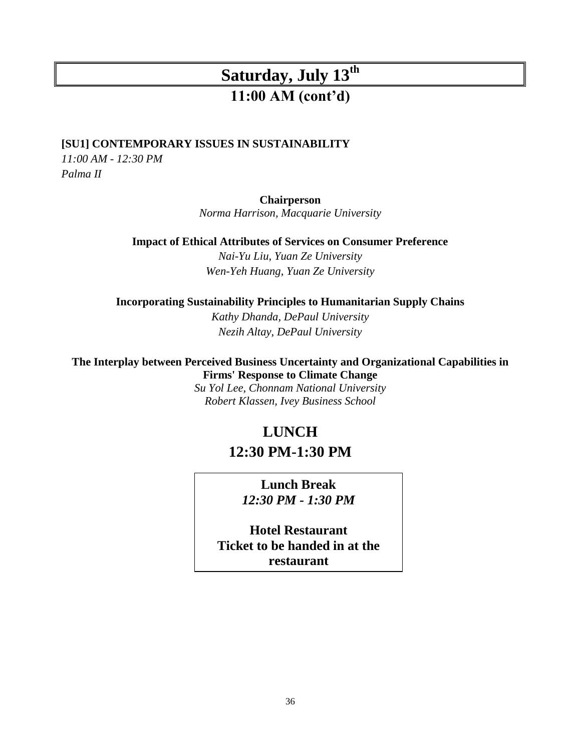# Saturday, July 13th

## 11:00 AM (cont'd)

**[SU1] CONTEMPORARY ISSUES IN SUSTAINABILITY**

*11:00 AM - 12:30 PM*

*Palma II*

**Chairperson**

*Norma Harrison, Macquarie University*

**Impact of Ethical Attributes of Services on Consumer Preference**

*Nai-Yu Liu, Yuan Ze University*

*Wen-Yeh Huang, Yuan Ze University*

**Incorporating Sustainability Principles to Humanitarian Supply Chains**

*Kathy Dhanda, DePaul University*

*Nezih Altay, DePaul University*

**The Interplay between Perceived Business Uncertainty and Organizational Capabilities in Firms' Response to Climate Change**

*Su Yol Lee, Chonnam National University*

*Robert Klassen, Ivey Business School*

## LUNCH

## 12:30 PM-1:30 PM

**Lunch Break**

***12:30 PM - 1:30 PM***

**Hotel Restaurant**

**Ticket to be handed in at the restaurant**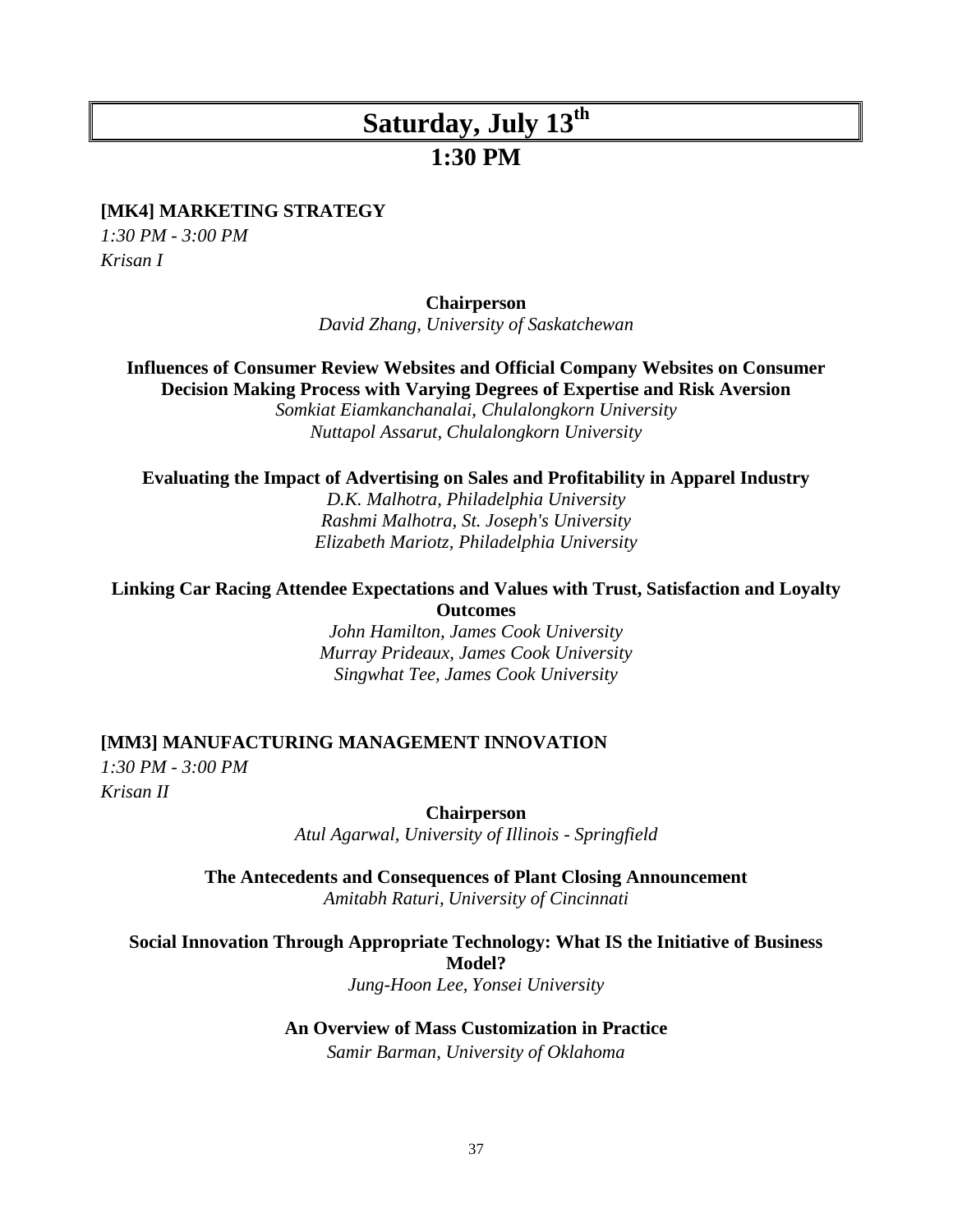# Saturday, July 13th

## 1:30 PM

**[MK4] MARKETING STRATEGY**

*1:30 PM - 3:00 PM*

*Krisan I*

**Chairperson**

*David Zhang, University of Saskatchewan*

**Influences of Consumer Review Websites and Official Company Websites on Consumer Decision Making Process with Varying Degrees of Expertise and Risk Aversion**

*Somkiat Eiamkanchanalai, Chulalongkorn University*

*Nuttapol Assarut, Chulalongkorn University*

**Evaluating the Impact of Advertising on Sales and Profitability in Apparel Industry**

*D.K. Malhotra, Philadelphia University*

*Rashmi Malhotra, St. Joseph's University*

*Elizabeth Mariotz, Philadelphia University*

**Linking Car Racing Attendee Expectations and Values with Trust, Satisfaction and Loyalty Outcomes**

*John Hamilton, James Cook University*

*Murray Prideaux, James Cook University*

*Singwhat Tee, James Cook University*

**[MM3] MANUFACTURING MANAGEMENT INNOVATION**

*1:30 PM - 3:00 PM*

*Krisan II*

**Chairperson**

*Atul Agarwal, University of Illinois - Springfield*

**The Antecedents and Consequences of Plant Closing Announcement**

*Amitabh Raturi, University of Cincinnati*

**Social Innovation Through Appropriate Technology: What IS the Initiative of Business Model?**

*Jung-Hoon Lee, Yonsei University*

**An Overview of Mass Customization in Practice**

*Samir Barman, University of Oklahoma*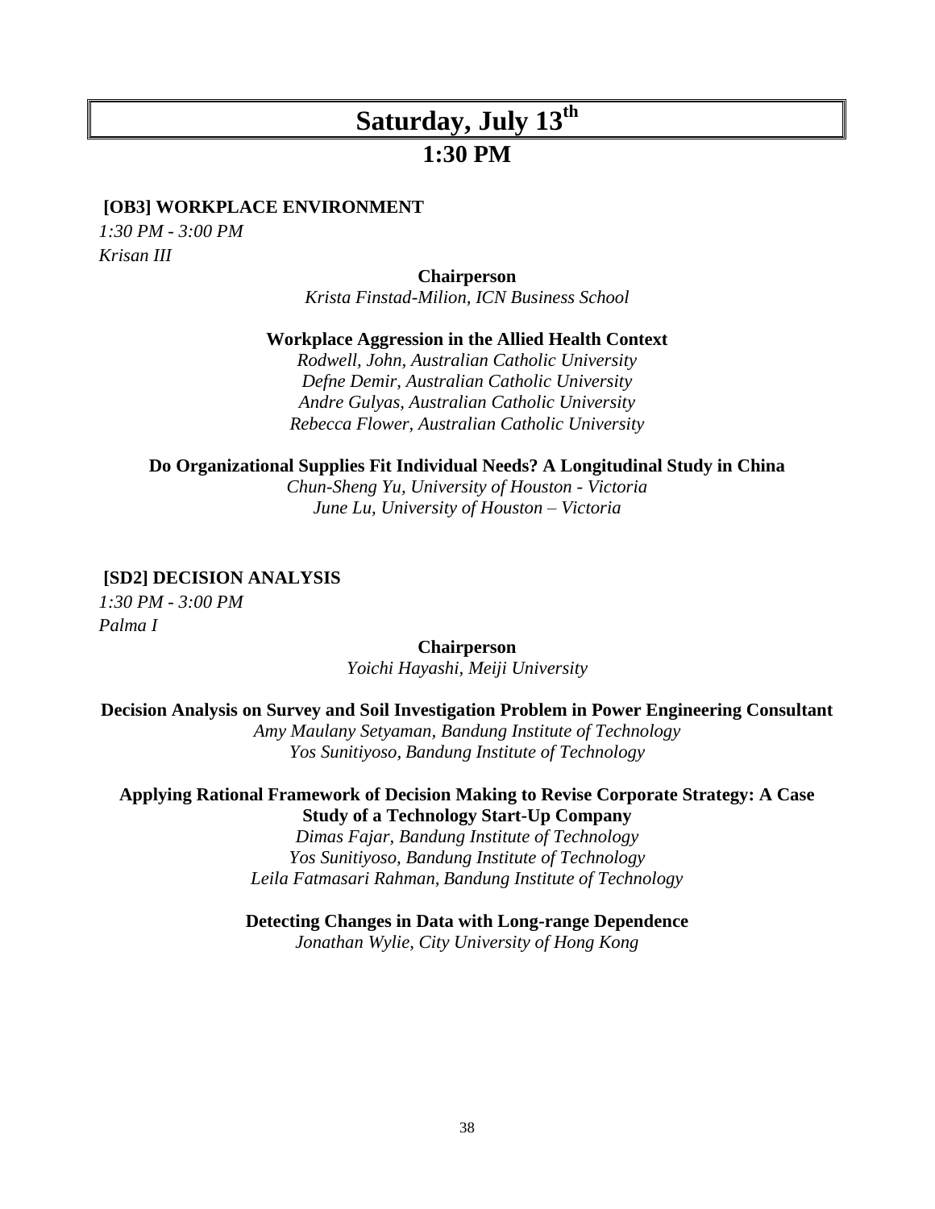# Saturday, July 13th

## 1:30 PM

**[OB3] WORKPLACE ENVIRONMENT**

*1:30 PM - 3:00 PM*

*Krisan III*

**Chairperson**

*Krista Finstad-Milion, ICN Business School*

**Workplace Aggression in the Allied Health Context**

*Rodwell, John, Australian Catholic University*
*Defne Demir, Australian Catholic University*
*Andre Gulyas, Australian Catholic University*
*Rebecca Flower, Australian Catholic University*

**Do Organizational Supplies Fit Individual Needs? A Longitudinal Study in China**

*Chun-Sheng Yu, University of Houston - Victoria*
*June Lu, University of Houston – Victoria*

**[SD2] DECISION ANALYSIS**

*1:30 PM - 3:00 PM*

*Palma I*

**Chairperson**

*Yoichi Hayashi, Meiji University*

**Decision Analysis on Survey and Soil Investigation Problem in Power Engineering Consultant**

*Amy Maulany Setyaman, Bandung Institute of Technology*
*Yos Sunitiyoso, Bandung Institute of Technology*

**Applying Rational Framework of Decision Making to Revise Corporate Strategy: A Case Study of a Technology Start-Up Company**

*Dimas Fajar, Bandung Institute of Technology*
*Yos Sunitiyoso, Bandung Institute of Technology*
*Leila Fatmasari Rahman, Bandung Institute of Technology*

**Detecting Changes in Data with Long-range Dependence**

*Jonathan Wylie, City University of Hong Kong*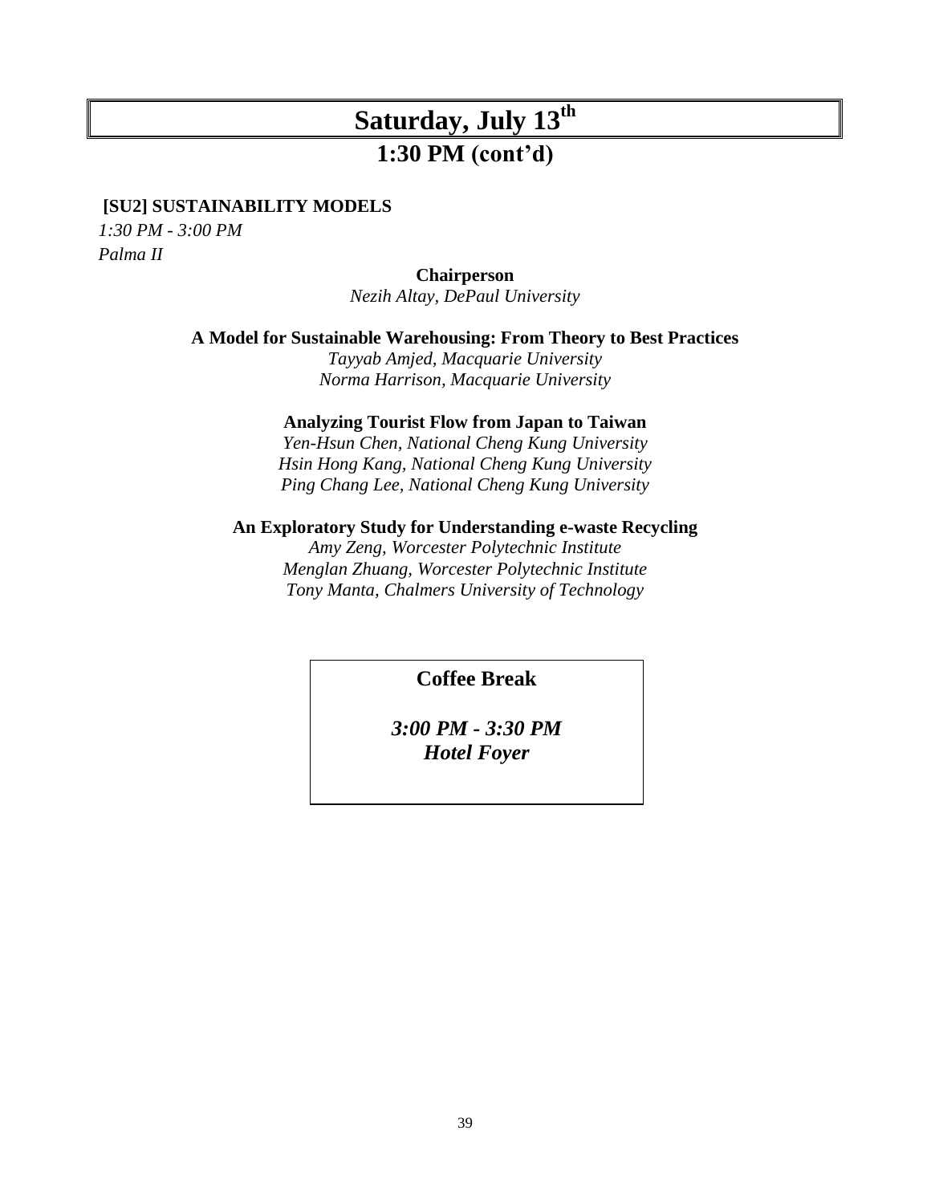# Saturday, July 13th

## 1:30 PM (cont'd)

**[SU2] SUSTAINABILITY MODELS**

*1:30 PM - 3:00 PM*

*Palma II*

**Chairperson**

*Nezih Altay, DePaul University*

**A Model for Sustainable Warehousing: From Theory to Best Practices**

*Tayyab Amjed, Macquarie University*
*Norma Harrison, Macquarie University*

**Analyzing Tourist Flow from Japan to Taiwan**

*Yen-Hsun Chen, National Cheng Kung University*
*Hsin Hong Kang, National Cheng Kung University*
*Ping Chang Lee, National Cheng Kung University*

**An Exploratory Study for Understanding e-waste Recycling**

*Amy Zeng, Worcester Polytechnic Institute*
*Menglan Zhuang, Worcester Polytechnic Institute*
*Tony Manta, Chalmers University of Technology*

**Coffee Break**

***3:00 PM - 3:30 PM***
***Hotel Foyer***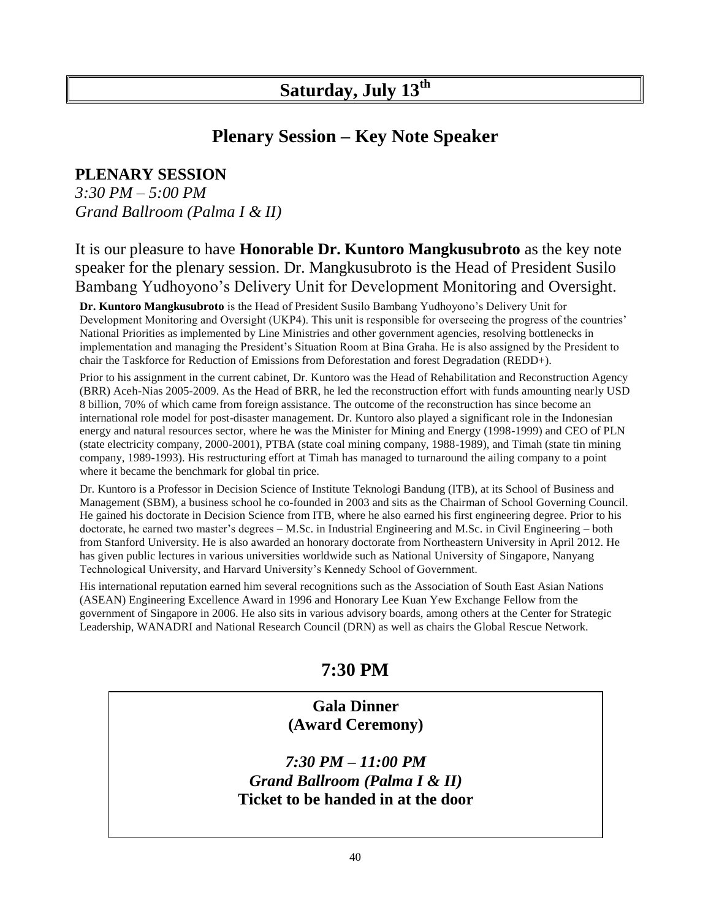# Saturday, July 13th

## Plenary Session – Key Note Speaker

### PLENARY SESSION

*3:30 PM – 5:00 PM*
*Grand Ballroom (Palma I & II)*

It is our pleasure to have **Honorable Dr. Kuntoro Mangkusubroto** as the key note speaker for the plenary session. Dr. Mangkusubroto is the Head of President Susilo Bambang Yudhoyono's Delivery Unit for Development Monitoring and Oversight.

**Dr. Kuntoro Mangkusubroto** is the Head of President Susilo Bambang Yudhoyono's Delivery Unit for Development Monitoring and Oversight (UKP4). This unit is responsible for overseeing the progress of the countries' National Priorities as implemented by Line Ministries and other government agencies, resolving bottlenecks in implementation and managing the President's Situation Room at Bina Graha. He is also assigned by the President to chair the Taskforce for Reduction of Emissions from Deforestation and forest Degradation (REDD+).

Prior to his assignment in the current cabinet, Dr. Kuntoro was the Head of Rehabilitation and Reconstruction Agency (BRR) Aceh-Nias 2005-2009. As the Head of BRR, he led the reconstruction effort with funds amounting nearly USD 8 billion, 70% of which came from foreign assistance. The outcome of the reconstruction has since become an international role model for post-disaster management. Dr. Kuntoro also played a significant role in the Indonesian energy and natural resources sector, where he was the Minister for Mining and Energy (1998-1999) and CEO of PLN (state electricity company, 2000-2001), PTBA (state coal mining company, 1988-1989), and Timah (state tin mining company, 1989-1993). His restructuring effort at Timah has managed to turnaround the ailing company to a point where it became the benchmark for global tin price.

Dr. Kuntoro is a Professor in Decision Science of Institute Teknologi Bandung (ITB), at its School of Business and Management (SBM), a business school he co-founded in 2003 and sits as the Chairman of School Governing Council. He gained his doctorate in Decision Science from ITB, where he also earned his first engineering degree. Prior to his doctorate, he earned two master's degrees – M.Sc. in Industrial Engineering and M.Sc. in Civil Engineering – both from Stanford University. He is also awarded an honorary doctorate from Northeastern University in April 2012. He has given public lectures in various universities worldwide such as National University of Singapore, Nanyang Technological University, and Harvard University's Kennedy School of Government.

His international reputation earned him several recognitions such as the Association of South East Asian Nations (ASEAN) Engineering Excellence Award in 1996 and Honorary Lee Kuan Yew Exchange Fellow from the government of Singapore in 2006. He also sits in various advisory boards, among others at the Center for Strategic Leadership, WANADRI and National Research Council (DRN) as well as chairs the Global Rescue Network.

## 7:30 PM

**Gala Dinner**
**(Award Ceremony)**

***7:30 PM – 11:00 PM***
***Grand Ballroom (Palma I & II)***
**Ticket to be handed in at the door**